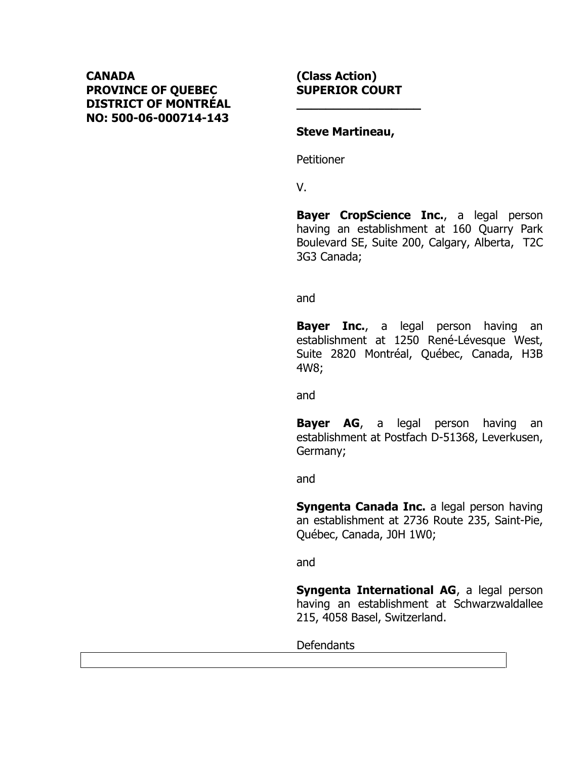**CANADA**
**PROVINCE OF QUEBEC**
**DISTRICT OF MONTRÉAL**
**NO: 500-06-000714-143**

**(Class Action)**
**SUPERIOR COURT**

---

**Steve Martineau,**

Petitioner

V.

**Bayer CropScience Inc.**, a legal person having an establishment at 160 Quarry Park Boulevard SE, Suite 200, Calgary, Alberta, T2C 3G3 Canada;

and

**Bayer Inc.**, a legal person having an establishment at 1250 René-Lévesque West, Suite 2820 Montréal, Québec, Canada, H3B 4W8;

and

**Bayer AG**, a legal person having an establishment at Postfach D-51368, Leverkusen, Germany;

and

**Syngenta Canada Inc.** a legal person having an establishment at 2736 Route 235, Saint-Pie, Québec, Canada, J0H 1W0;

and

**Syngenta International AG**, a legal person having an establishment at Schwarzwaldallee 215, 4058 Basel, Switzerland.

Defendants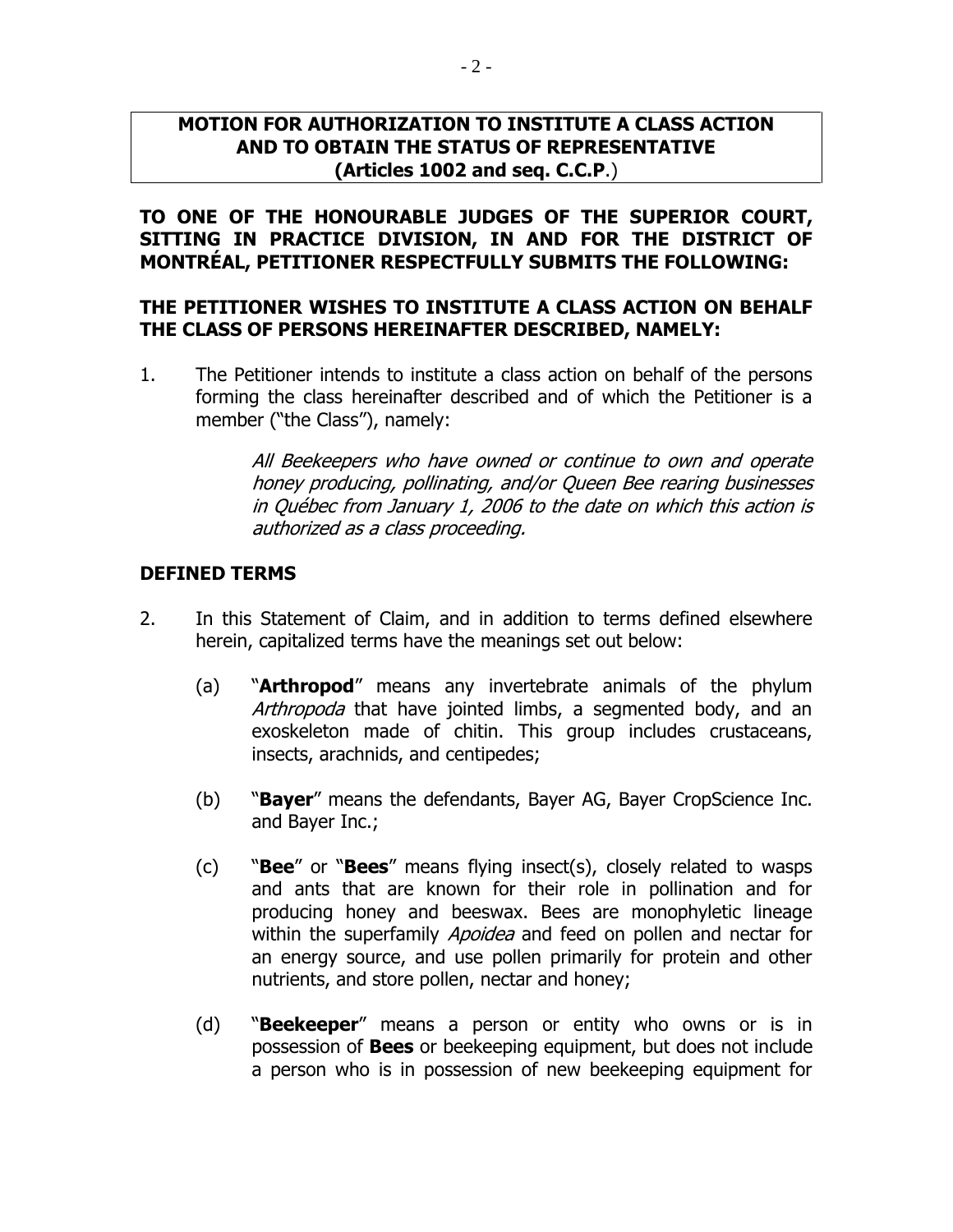**MOTION FOR AUTHORIZATION TO INSTITUTE A CLASS ACTION AND TO OBTAIN THE STATUS OF REPRESENTATIVE (Articles 1002 and seq. C.C.P.)**

**TO ONE OF THE HONOURABLE JUDGES OF THE SUPERIOR COURT, SITTING IN PRACTICE DIVISION, IN AND FOR THE DISTRICT OF MONTRÉAL, PETITIONER RESPECTFULLY SUBMITS THE FOLLOWING:**

**THE PETITIONER WISHES TO INSTITUTE A CLASS ACTION ON BEHALF THE CLASS OF PERSONS HEREINAFTER DESCRIBED, NAMELY:**

1. The Petitioner intends to institute a class action on behalf of the persons forming the class hereinafter described and of which the Petitioner is a member ("the Class"), namely:

   *All Beekeepers who have owned or continue to own and operate honey producing, pollinating, and/or Queen Bee rearing businesses in Québec from January 1, 2006 to the date on which this action is authorized as a class proceeding.*

## DEFINED TERMS

2. In this Statement of Claim, and in addition to terms defined elsewhere herein, capitalized terms have the meanings set out below:

   (a) "**Arthropod**" means any invertebrate animals of the phylum *Arthropoda* that have jointed limbs, a segmented body, and an exoskeleton made of chitin. This group includes crustaceans, insects, arachnids, and centipedes;

   (b) "**Bayer**" means the defendants, Bayer AG, Bayer CropScience Inc. and Bayer Inc.;

   (c) "**Bee**" or "**Bees**" means flying insect(s), closely related to wasps and ants that are known for their role in pollination and for producing honey and beeswax. Bees are monophyletic lineage within the superfamily *Apoidea* and feed on pollen and nectar for an energy source, and use pollen primarily for protein and other nutrients, and store pollen, nectar and honey;

   (d) "**Beekeeper**" means a person or entity who owns or is in possession of **Bees** or beekeeping equipment, but does not include a person who is in possession of new beekeeping equipment for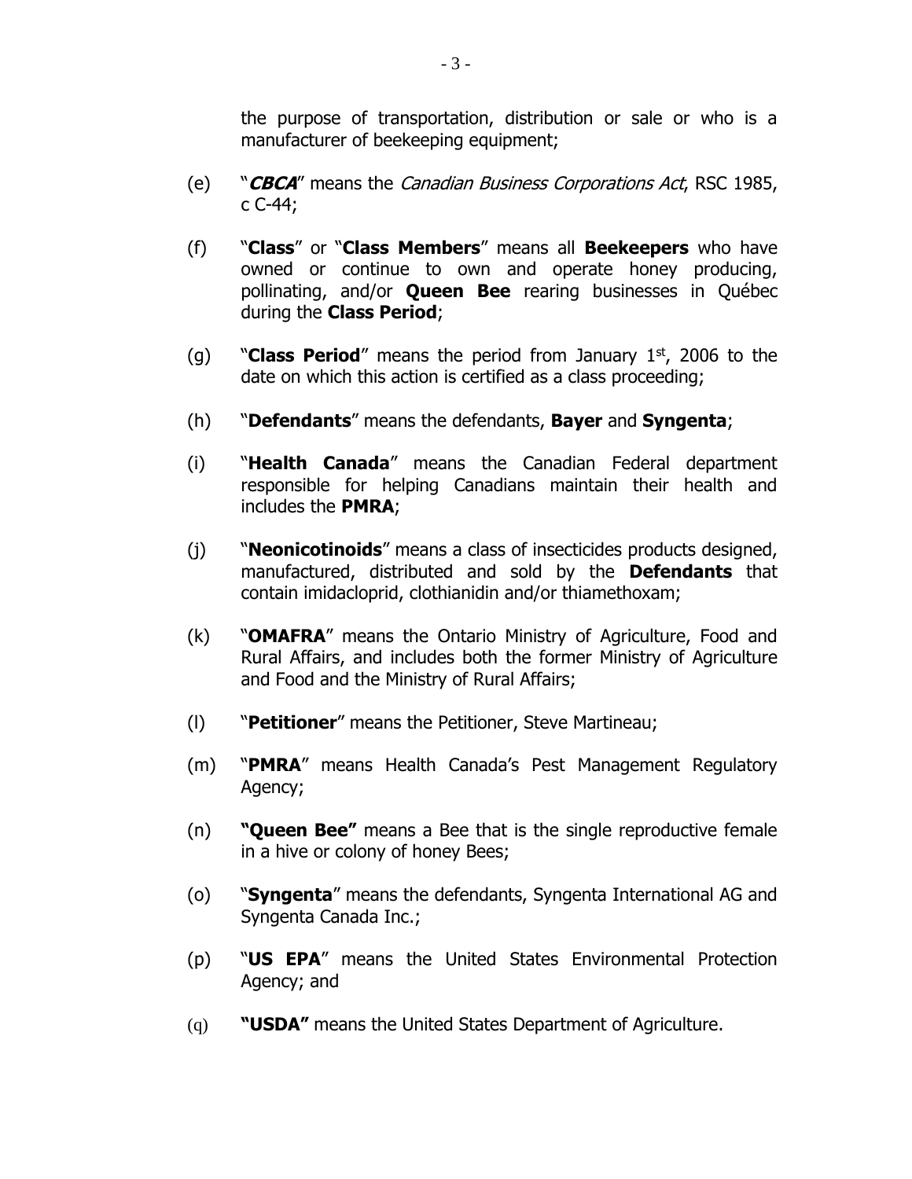the purpose of transportation, distribution or sale or who is a manufacturer of beekeeping equipment;

(e) "***CBCA***" means the *Canadian Business Corporations Act*, RSC 1985, c C-44;

(f) "**Class**" or "**Class Members**" means all **Beekeepers** who have owned or continue to own and operate honey producing, pollinating, and/or **Queen Bee** rearing businesses in Québec during the **Class Period**;

(g) "**Class Period**" means the period from January 1st, 2006 to the date on which this action is certified as a class proceeding;

(h) "**Defendants**" means the defendants, **Bayer** and **Syngenta**;

(i) "**Health Canada**" means the Canadian Federal department responsible for helping Canadians maintain their health and includes the **PMRA**;

(j) "**Neonicotinoids**" means a class of insecticides products designed, manufactured, distributed and sold by the **Defendants** that contain imidacloprid, clothianidin and/or thiamethoxam;

(k) "**OMAFRA**" means the Ontario Ministry of Agriculture, Food and Rural Affairs, and includes both the former Ministry of Agriculture and Food and the Ministry of Rural Affairs;

(l) "**Petitioner**" means the Petitioner, Steve Martineau;

(m) "**PMRA**" means Health Canada's Pest Management Regulatory Agency;

(n) **"Queen Bee"** means a Bee that is the single reproductive female in a hive or colony of honey Bees;

(o) "**Syngenta**" means the defendants, Syngenta International AG and Syngenta Canada Inc.;

(p) "**US EPA**" means the United States Environmental Protection Agency; and

(q) **"USDA"** means the United States Department of Agriculture.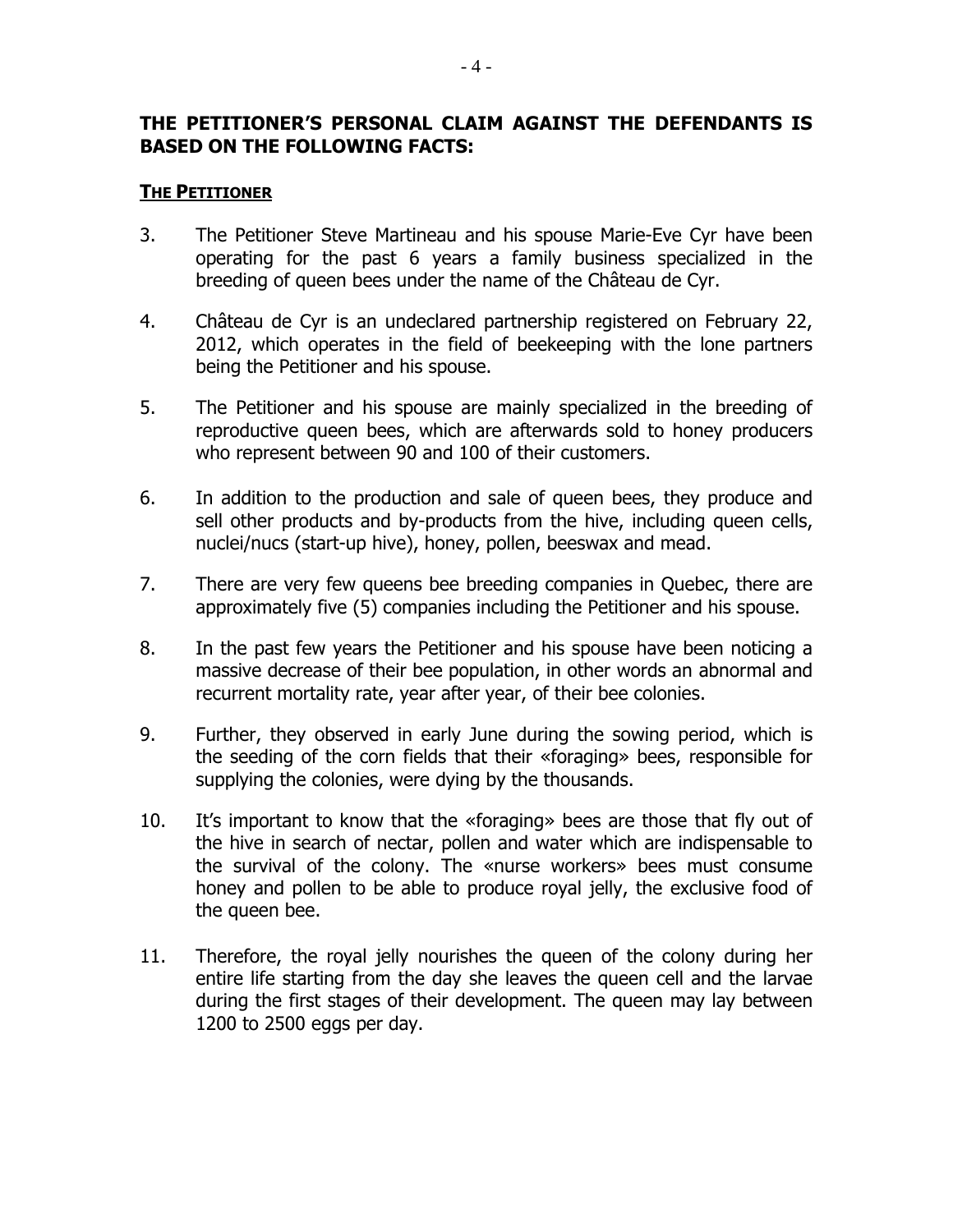**THE PETITIONER'S PERSONAL CLAIM AGAINST THE DEFENDANTS IS BASED ON THE FOLLOWING FACTS:**

**THE PETITIONER**

3. The Petitioner Steve Martineau and his spouse Marie-Eve Cyr have been operating for the past 6 years a family business specialized in the breeding of queen bees under the name of the Château de Cyr.

4. Château de Cyr is an undeclared partnership registered on February 22, 2012, which operates in the field of beekeeping with the lone partners being the Petitioner and his spouse.

5. The Petitioner and his spouse are mainly specialized in the breeding of reproductive queen bees, which are afterwards sold to honey producers who represent between 90 and 100 of their customers.

6. In addition to the production and sale of queen bees, they produce and sell other products and by-products from the hive, including queen cells, nuclei/nucs (start-up hive), honey, pollen, beeswax and mead.

7. There are very few queens bee breeding companies in Quebec, there are approximately five (5) companies including the Petitioner and his spouse.

8. In the past few years the Petitioner and his spouse have been noticing a massive decrease of their bee population, in other words an abnormal and recurrent mortality rate, year after year, of their bee colonies.

9. Further, they observed in early June during the sowing period, which is the seeding of the corn fields that their «foraging» bees, responsible for supplying the colonies, were dying by the thousands.

10. It's important to know that the «foraging» bees are those that fly out of the hive in search of nectar, pollen and water which are indispensable to the survival of the colony. The «nurse workers» bees must consume honey and pollen to be able to produce royal jelly, the exclusive food of the queen bee.

11. Therefore, the royal jelly nourishes the queen of the colony during her entire life starting from the day she leaves the queen cell and the larvae during the first stages of their development. The queen may lay between 1200 to 2500 eggs per day.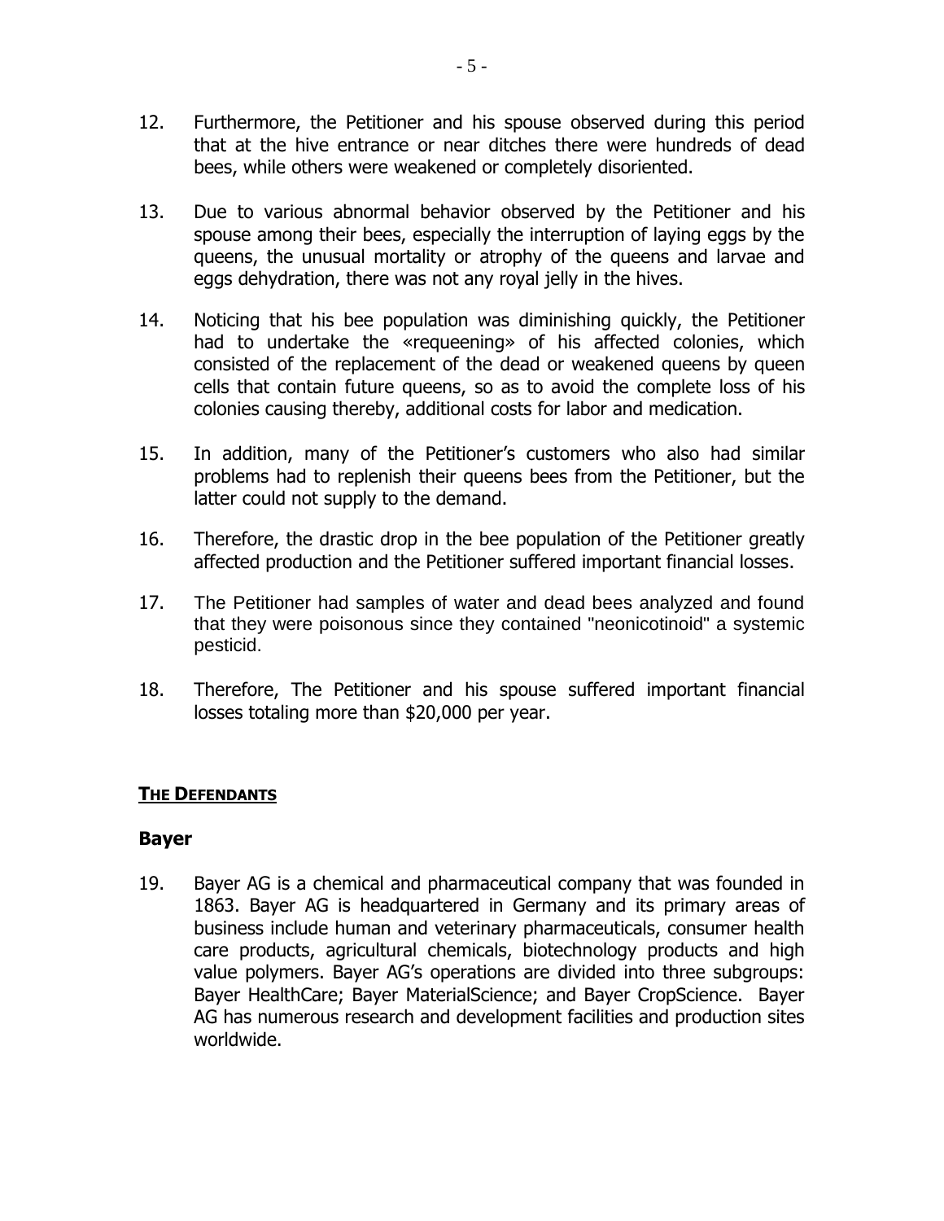12. Furthermore, the Petitioner and his spouse observed during this period that at the hive entrance or near ditches there were hundreds of dead bees, while others were weakened or completely disoriented.

13. Due to various abnormal behavior observed by the Petitioner and his spouse among their bees, especially the interruption of laying eggs by the queens, the unusual mortality or atrophy of the queens and larvae and eggs dehydration, there was not any royal jelly in the hives.

14. Noticing that his bee population was diminishing quickly, the Petitioner had to undertake the «requeening» of his affected colonies, which consisted of the replacement of the dead or weakened queens by queen cells that contain future queens, so as to avoid the complete loss of his colonies causing thereby, additional costs for labor and medication.

15. In addition, many of the Petitioner's customers who also had similar problems had to replenish their queens bees from the Petitioner, but the latter could not supply to the demand.

16. Therefore, the drastic drop in the bee population of the Petitioner greatly affected production and the Petitioner suffered important financial losses.

17. The Petitioner had samples of water and dead bees analyzed and found that they were poisonous since they contained "neonicotinoid" a systemic pesticid.

18. Therefore, The Petitioner and his spouse suffered important financial losses totaling more than $20,000 per year.

## **<u>THE DEFENDANTS</u>**

### **Bayer**

19. Bayer AG is a chemical and pharmaceutical company that was founded in 1863. Bayer AG is headquartered in Germany and its primary areas of business include human and veterinary pharmaceuticals, consumer health care products, agricultural chemicals, biotechnology products and high value polymers. Bayer AG's operations are divided into three subgroups: Bayer HealthCare; Bayer MaterialScience; and Bayer CropScience. Bayer AG has numerous research and development facilities and production sites worldwide.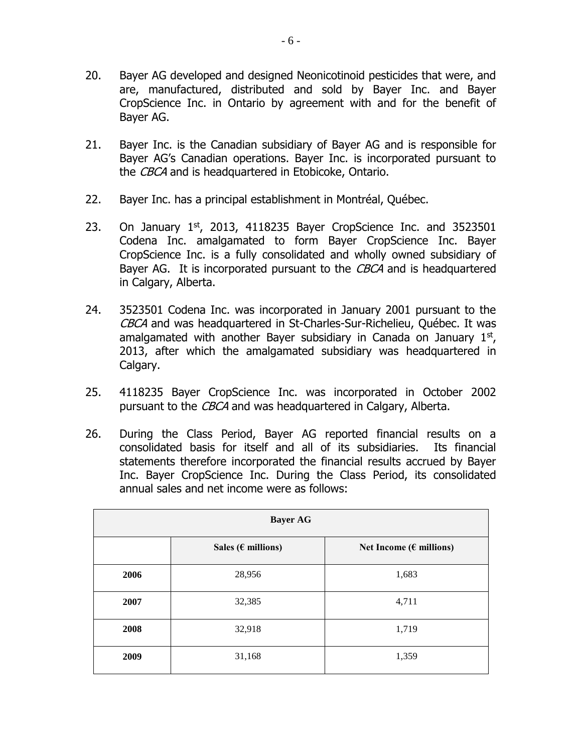20. Bayer AG developed and designed Neonicotinoid pesticides that were, and are, manufactured, distributed and sold by Bayer Inc. and Bayer CropScience Inc. in Ontario by agreement with and for the benefit of Bayer AG.

21. Bayer Inc. is the Canadian subsidiary of Bayer AG and is responsible for Bayer AG's Canadian operations. Bayer Inc. is incorporated pursuant to the *CBCA* and is headquartered in Etobicoke, Ontario.

22. Bayer Inc. has a principal establishment in Montréal, Québec.

23. On January 1st, 2013, 4118235 Bayer CropScience Inc. and 3523501 Codena Inc. amalgamated to form Bayer CropScience Inc. Bayer CropScience Inc. is a fully consolidated and wholly owned subsidiary of Bayer AG. It is incorporated pursuant to the *CBCA* and is headquartered in Calgary, Alberta.

24. 3523501 Codena Inc. was incorporated in January 2001 pursuant to the *CBCA* and was headquartered in St-Charles-Sur-Richelieu, Québec. It was amalgamated with another Bayer subsidiary in Canada on January 1st, 2013, after which the amalgamated subsidiary was headquartered in Calgary.

25. 4118235 Bayer CropScience Inc. was incorporated in October 2002 pursuant to the *CBCA* and was headquartered in Calgary, Alberta.

26. During the Class Period, Bayer AG reported financial results on a consolidated basis for itself and all of its subsidiaries. Its financial statements therefore incorporated the financial results accrued by Bayer Inc. Bayer CropScience Inc. During the Class Period, its consolidated annual sales and net income were as follows:

| Bayer AG | | |
|---|---|---|
| | **Sales (€ millions)** | **Net Income (€ millions)** |
| **2006** | 28,956 | 1,683 |
| **2007** | 32,385 | 4,711 |
| **2008** | 32,918 | 1,719 |
| **2009** | 31,168 | 1,359 |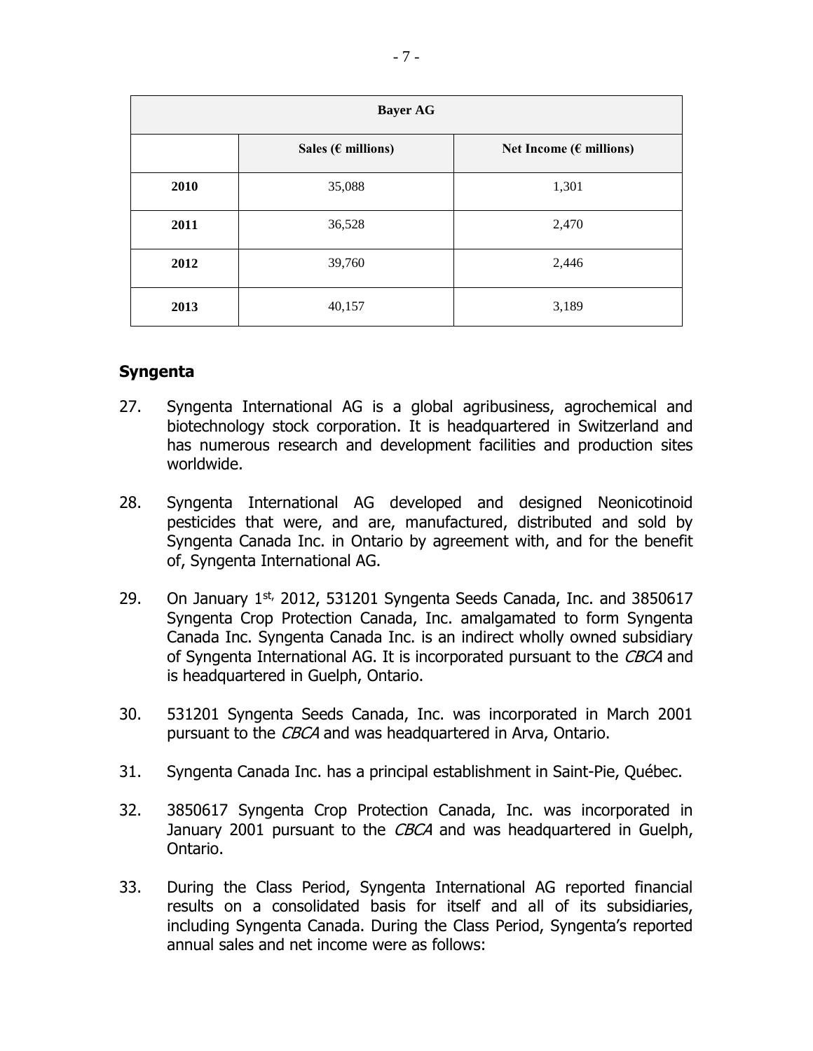| Bayer AG | | |
|---|---|---|
| | **Sales (€ millions)** | **Net Income (€ millions)** |
| **2010** | 35,088 | 1,301 |
| **2011** | 36,528 | 2,470 |
| **2012** | 39,760 | 2,446 |
| **2013** | 40,157 | 3,189 |

## Syngenta

27. Syngenta International AG is a global agribusiness, agrochemical and biotechnology stock corporation. It is headquartered in Switzerland and has numerous research and development facilities and production sites worldwide.

28. Syngenta International AG developed and designed Neonicotinoid pesticides that were, and are, manufactured, distributed and sold by Syngenta Canada Inc. in Ontario by agreement with, and for the benefit of, Syngenta International AG.

29. On January 1st, 2012, 531201 Syngenta Seeds Canada, Inc. and 3850617 Syngenta Crop Protection Canada, Inc. amalgamated to form Syngenta Canada Inc. Syngenta Canada Inc. is an indirect wholly owned subsidiary of Syngenta International AG. It is incorporated pursuant to the *CBCA* and is headquartered in Guelph, Ontario.

30. 531201 Syngenta Seeds Canada, Inc. was incorporated in March 2001 pursuant to the *CBCA* and was headquartered in Arva, Ontario.

31. Syngenta Canada Inc. has a principal establishment in Saint-Pie, Québec.

32. 3850617 Syngenta Crop Protection Canada, Inc. was incorporated in January 2001 pursuant to the *CBCA* and was headquartered in Guelph, Ontario.

33. During the Class Period, Syngenta International AG reported financial results on a consolidated basis for itself and all of its subsidiaries, including Syngenta Canada. During the Class Period, Syngenta's reported annual sales and net income were as follows: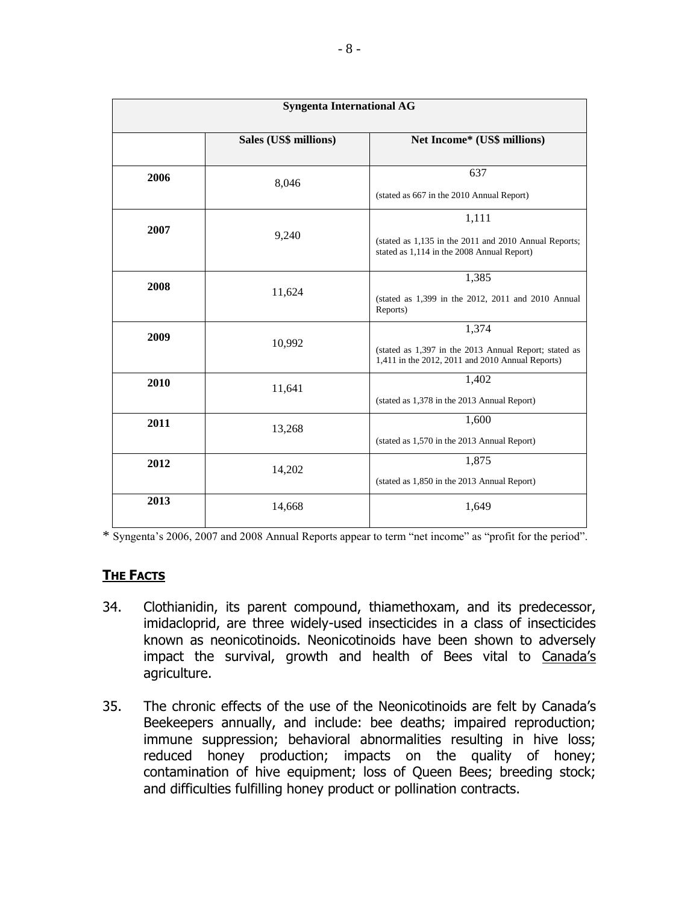| Syngenta International AG | | |
|---|---|---|
| | **Sales (US$ millions)** | **Net Income* (US$ millions)** |
| **2006** | 8,046 | 637<br>(stated as 667 in the 2010 Annual Report) |
| **2007** | 9,240 | 1,111<br>(stated as 1,135 in the 2011 and 2010 Annual Reports; stated as 1,114 in the 2008 Annual Report) |
| **2008** | 11,624 | 1,385<br>(stated as 1,399 in the 2012, 2011 and 2010 Annual Reports) |
| **2009** | 10,992 | 1,374<br>(stated as 1,397 in the 2013 Annual Report; stated as 1,411 in the 2012, 2011 and 2010 Annual Reports) |
| **2010** | 11,641 | 1,402<br>(stated as 1,378 in the 2013 Annual Report) |
| **2011** | 13,268 | 1,600<br>(stated as 1,570 in the 2013 Annual Report) |
| **2012** | 14,202 | 1,875<br>(stated as 1,850 in the 2013 Annual Report) |
| **2013** | 14,668 | 1,649 |

* Syngenta's 2006, 2007 and 2008 Annual Reports appear to term "net income" as "profit for the period".

## **THE FACTS**

34. Clothianidin, its parent compound, thiamethoxam, and its predecessor, imidacloprid, are three widely-used insecticides in a class of insecticides known as neonicotinoids. Neonicotinoids have been shown to adversely impact the survival, growth and health of Bees vital to Canada's agriculture.

35. The chronic effects of the use of the Neonicotinoids are felt by Canada's Beekeepers annually, and include: bee deaths; impaired reproduction; immune suppression; behavioral abnormalities resulting in hive loss; reduced honey production; impacts on the quality of honey; contamination of hive equipment; loss of Queen Bees; breeding stock; and difficulties fulfilling honey product or pollination contracts.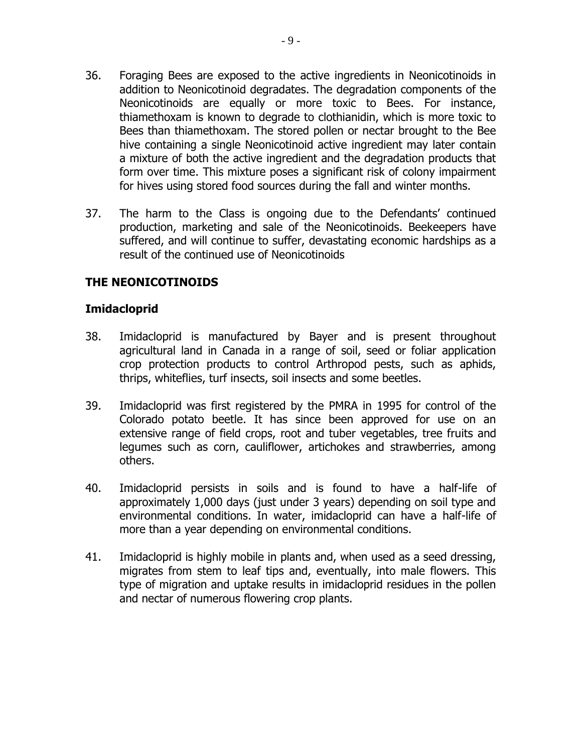36. Foraging Bees are exposed to the active ingredients in Neonicotinoids in addition to Neonicotinoid degradates. The degradation components of the Neonicotinoids are equally or more toxic to Bees. For instance, thiamethoxam is known to degrade to clothianidin, which is more toxic to Bees than thiamethoxam. The stored pollen or nectar brought to the Bee hive containing a single Neonicotinoid active ingredient may later contain a mixture of both the active ingredient and the degradation products that form over time. This mixture poses a significant risk of colony impairment for hives using stored food sources during the fall and winter months.

37. The harm to the Class is ongoing due to the Defendants' continued production, marketing and sale of the Neonicotinoids. Beekeepers have suffered, and will continue to suffer, devastating economic hardships as a result of the continued use of Neonicotinoids

## THE NEONICOTINOIDS

### Imidacloprid

38. Imidacloprid is manufactured by Bayer and is present throughout agricultural land in Canada in a range of soil, seed or foliar application crop protection products to control Arthropod pests, such as aphids, thrips, whiteflies, turf insects, soil insects and some beetles.

39. Imidacloprid was first registered by the PMRA in 1995 for control of the Colorado potato beetle. It has since been approved for use on an extensive range of field crops, root and tuber vegetables, tree fruits and legumes such as corn, cauliflower, artichokes and strawberries, among others.

40. Imidacloprid persists in soils and is found to have a half-life of approximately 1,000 days (just under 3 years) depending on soil type and environmental conditions. In water, imidacloprid can have a half-life of more than a year depending on environmental conditions.

41. Imidacloprid is highly mobile in plants and, when used as a seed dressing, migrates from stem to leaf tips and, eventually, into male flowers. This type of migration and uptake results in imidacloprid residues in the pollen and nectar of numerous flowering crop plants.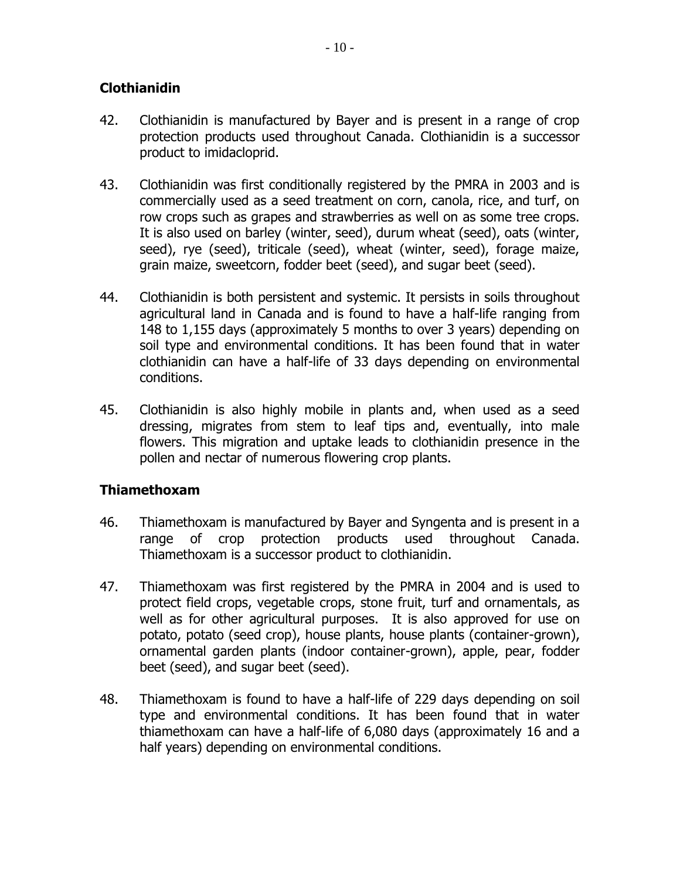## Clothianidin

42. Clothianidin is manufactured by Bayer and is present in a range of crop protection products used throughout Canada. Clothianidin is a successor product to imidacloprid.

43. Clothianidin was first conditionally registered by the PMRA in 2003 and is commercially used as a seed treatment on corn, canola, rice, and turf, on row crops such as grapes and strawberries as well on as some tree crops. It is also used on barley (winter, seed), durum wheat (seed), oats (winter, seed), rye (seed), triticale (seed), wheat (winter, seed), forage maize, grain maize, sweetcorn, fodder beet (seed), and sugar beet (seed).

44. Clothianidin is both persistent and systemic. It persists in soils throughout agricultural land in Canada and is found to have a half-life ranging from 148 to 1,155 days (approximately 5 months to over 3 years) depending on soil type and environmental conditions. It has been found that in water clothianidin can have a half-life of 33 days depending on environmental conditions.

45. Clothianidin is also highly mobile in plants and, when used as a seed dressing, migrates from stem to leaf tips and, eventually, into male flowers. This migration and uptake leads to clothianidin presence in the pollen and nectar of numerous flowering crop plants.

## Thiamethoxam

46. Thiamethoxam is manufactured by Bayer and Syngenta and is present in a range of crop protection products used throughout Canada. Thiamethoxam is a successor product to clothianidin.

47. Thiamethoxam was first registered by the PMRA in 2004 and is used to protect field crops, vegetable crops, stone fruit, turf and ornamentals, as well as for other agricultural purposes. It is also approved for use on potato, potato (seed crop), house plants, house plants (container-grown), ornamental garden plants (indoor container-grown), apple, pear, fodder beet (seed), and sugar beet (seed).

48. Thiamethoxam is found to have a half-life of 229 days depending on soil type and environmental conditions. It has been found that in water thiamethoxam can have a half-life of 6,080 days (approximately 16 and a half years) depending on environmental conditions.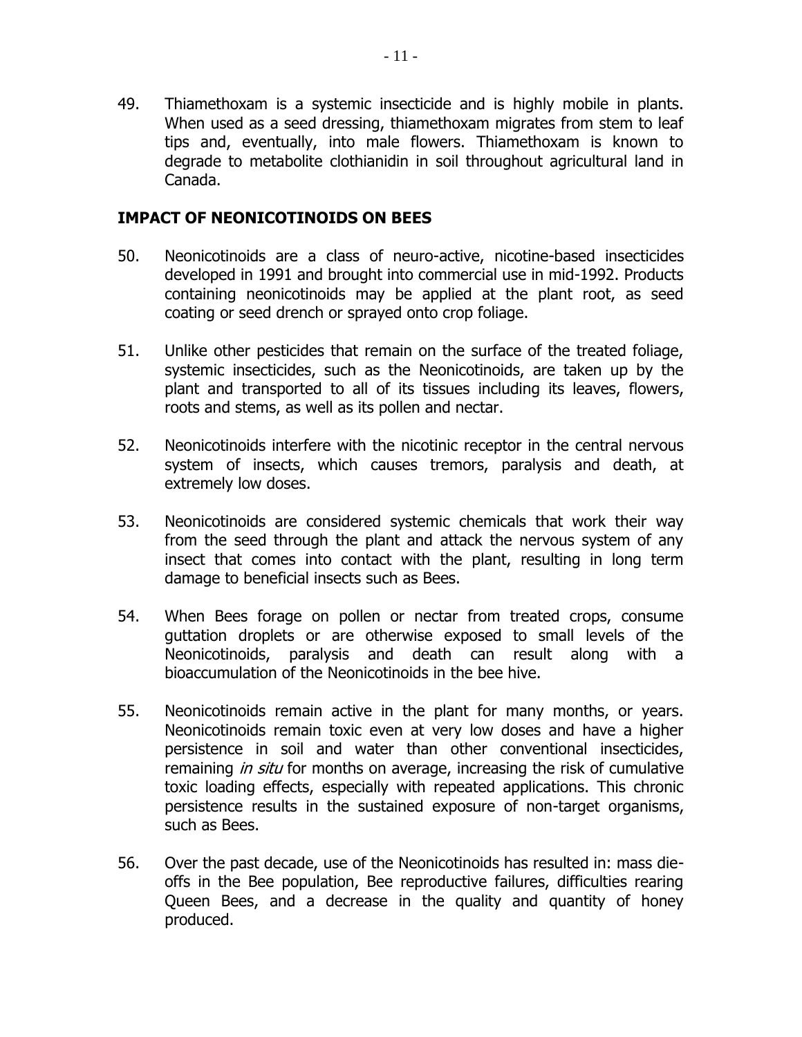49. Thiamethoxam is a systemic insecticide and is highly mobile in plants. When used as a seed dressing, thiamethoxam migrates from stem to leaf tips and, eventually, into male flowers. Thiamethoxam is known to degrade to metabolite clothianidin in soil throughout agricultural land in Canada.

## IMPACT OF NEONICOTINOIDS ON BEES

50. Neonicotinoids are a class of neuro-active, nicotine-based insecticides developed in 1991 and brought into commercial use in mid-1992. Products containing neonicotinoids may be applied at the plant root, as seed coating or seed drench or sprayed onto crop foliage.

51. Unlike other pesticides that remain on the surface of the treated foliage, systemic insecticides, such as the Neonicotinoids, are taken up by the plant and transported to all of its tissues including its leaves, flowers, roots and stems, as well as its pollen and nectar.

52. Neonicotinoids interfere with the nicotinic receptor in the central nervous system of insects, which causes tremors, paralysis and death, at extremely low doses.

53. Neonicotinoids are considered systemic chemicals that work their way from the seed through the plant and attack the nervous system of any insect that comes into contact with the plant, resulting in long term damage to beneficial insects such as Bees.

54. When Bees forage on pollen or nectar from treated crops, consume guttation droplets or are otherwise exposed to small levels of the Neonicotinoids, paralysis and death can result along with a bioaccumulation of the Neonicotinoids in the bee hive.

55. Neonicotinoids remain active in the plant for many months, or years. Neonicotinoids remain toxic even at very low doses and have a higher persistence in soil and water than other conventional insecticides, remaining *in situ* for months on average, increasing the risk of cumulative toxic loading effects, especially with repeated applications. This chronic persistence results in the sustained exposure of non-target organisms, such as Bees.

56. Over the past decade, use of the Neonicotinoids has resulted in: mass die-offs in the Bee population, Bee reproductive failures, difficulties rearing Queen Bees, and a decrease in the quality and quantity of honey produced.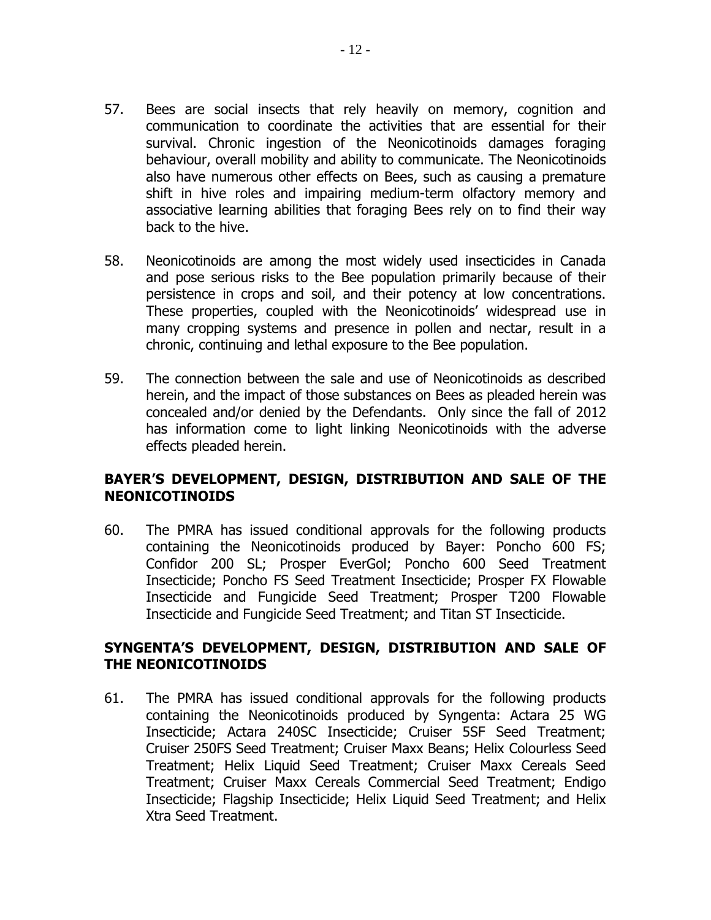57. Bees are social insects that rely heavily on memory, cognition and communication to coordinate the activities that are essential for their survival. Chronic ingestion of the Neonicotinoids damages foraging behaviour, overall mobility and ability to communicate. The Neonicotinoids also have numerous other effects on Bees, such as causing a premature shift in hive roles and impairing medium-term olfactory memory and associative learning abilities that foraging Bees rely on to find their way back to the hive.

58. Neonicotinoids are among the most widely used insecticides in Canada and pose serious risks to the Bee population primarily because of their persistence in crops and soil, and their potency at low concentrations. These properties, coupled with the Neonicotinoids' widespread use in many cropping systems and presence in pollen and nectar, result in a chronic, continuing and lethal exposure to the Bee population.

59. The connection between the sale and use of Neonicotinoids as described herein, and the impact of those substances on Bees as pleaded herein was concealed and/or denied by the Defendants. Only since the fall of 2012 has information come to light linking Neonicotinoids with the adverse effects pleaded herein.

## BAYER'S DEVELOPMENT, DESIGN, DISTRIBUTION AND SALE OF THE NEONICOTINOIDS

60. The PMRA has issued conditional approvals for the following products containing the Neonicotinoids produced by Bayer: Poncho 600 FS; Confidor 200 SL; Prosper EverGol; Poncho 600 Seed Treatment Insecticide; Poncho FS Seed Treatment Insecticide; Prosper FX Flowable Insecticide and Fungicide Seed Treatment; Prosper T200 Flowable Insecticide and Fungicide Seed Treatment; and Titan ST Insecticide.

## SYNGENTA'S DEVELOPMENT, DESIGN, DISTRIBUTION AND SALE OF THE NEONICOTINOIDS

61. The PMRA has issued conditional approvals for the following products containing the Neonicotinoids produced by Syngenta: Actara 25 WG Insecticide; Actara 240SC Insecticide; Cruiser 5SF Seed Treatment; Cruiser 250FS Seed Treatment; Cruiser Maxx Beans; Helix Colourless Seed Treatment; Helix Liquid Seed Treatment; Cruiser Maxx Cereals Seed Treatment; Cruiser Maxx Cereals Commercial Seed Treatment; Endigo Insecticide; Flagship Insecticide; Helix Liquid Seed Treatment; and Helix Xtra Seed Treatment.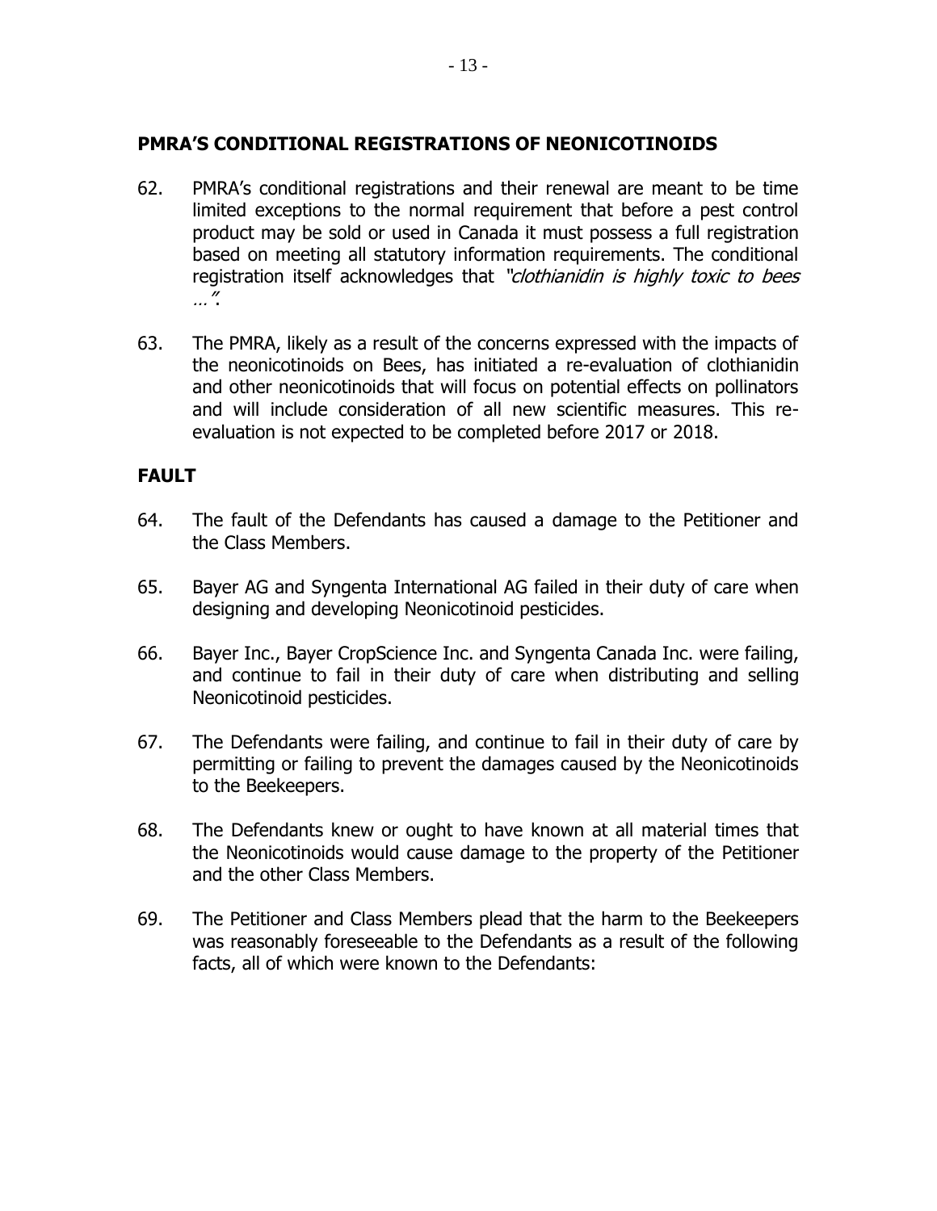## PMRA'S CONDITIONAL REGISTRATIONS OF NEONICOTINOIDS

62. PMRA's conditional registrations and their renewal are meant to be time limited exceptions to the normal requirement that before a pest control product may be sold or used in Canada it must possess a full registration based on meeting all statutory information requirements. The conditional registration itself acknowledges that *"clothianidin is highly toxic to bees …"*.

63. The PMRA, likely as a result of the concerns expressed with the impacts of the neonicotinoids on Bees, has initiated a re-evaluation of clothianidin and other neonicotinoids that will focus on potential effects on pollinators and will include consideration of all new scientific measures. This re-evaluation is not expected to be completed before 2017 or 2018.

## FAULT

64. The fault of the Defendants has caused a damage to the Petitioner and the Class Members.

65. Bayer AG and Syngenta International AG failed in their duty of care when designing and developing Neonicotinoid pesticides.

66. Bayer Inc., Bayer CropScience Inc. and Syngenta Canada Inc. were failing, and continue to fail in their duty of care when distributing and selling Neonicotinoid pesticides.

67. The Defendants were failing, and continue to fail in their duty of care by permitting or failing to prevent the damages caused by the Neonicotinoids to the Beekeepers.

68. The Defendants knew or ought to have known at all material times that the Neonicotinoids would cause damage to the property of the Petitioner and the other Class Members.

69. The Petitioner and Class Members plead that the harm to the Beekeepers was reasonably foreseeable to the Defendants as a result of the following facts, all of which were known to the Defendants: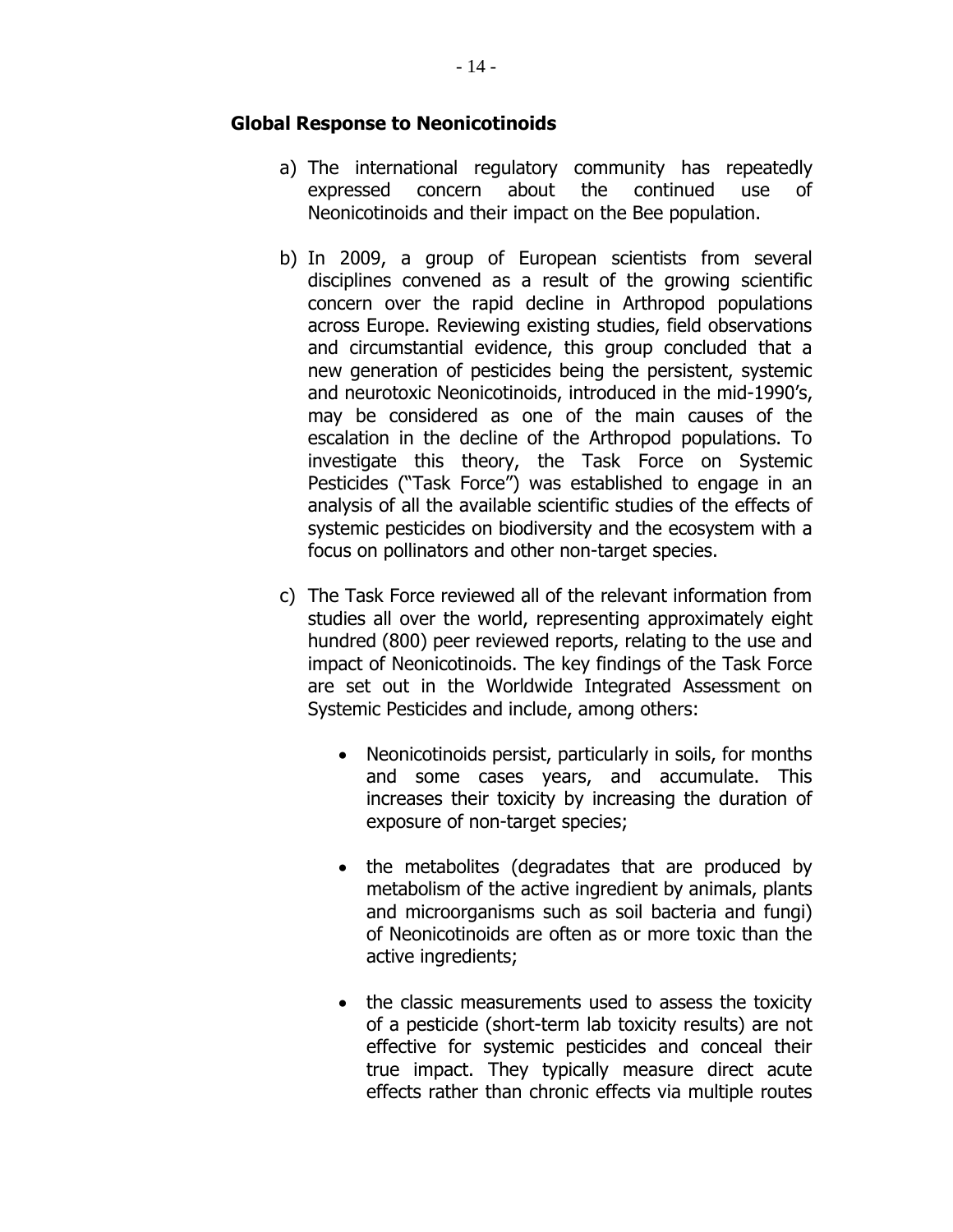**Global Response to Neonicotinoids**

a) The international regulatory community has repeatedly expressed concern about the continued use of Neonicotinoids and their impact on the Bee population.

b) In 2009, a group of European scientists from several disciplines convened as a result of the growing scientific concern over the rapid decline in Arthropod populations across Europe. Reviewing existing studies, field observations and circumstantial evidence, this group concluded that a new generation of pesticides being the persistent, systemic and neurotoxic Neonicotinoids, introduced in the mid-1990's, may be considered as one of the main causes of the escalation in the decline of the Arthropod populations. To investigate this theory, the Task Force on Systemic Pesticides ("Task Force") was established to engage in an analysis of all the available scientific studies of the effects of systemic pesticides on biodiversity and the ecosystem with a focus on pollinators and other non-target species.

c) The Task Force reviewed all of the relevant information from studies all over the world, representing approximately eight hundred (800) peer reviewed reports, relating to the use and impact of Neonicotinoids. The key findings of the Task Force are set out in the Worldwide Integrated Assessment on Systemic Pesticides and include, among others:

   - Neonicotinoids persist, particularly in soils, for months and some cases years, and accumulate. This increases their toxicity by increasing the duration of exposure of non-target species;

   - the metabolites (degradates that are produced by metabolism of the active ingredient by animals, plants and microorganisms such as soil bacteria and fungi) of Neonicotinoids are often as or more toxic than the active ingredients;

   - the classic measurements used to assess the toxicity of a pesticide (short-term lab toxicity results) are not effective for systemic pesticides and conceal their true impact. They typically measure direct acute effects rather than chronic effects via multiple routes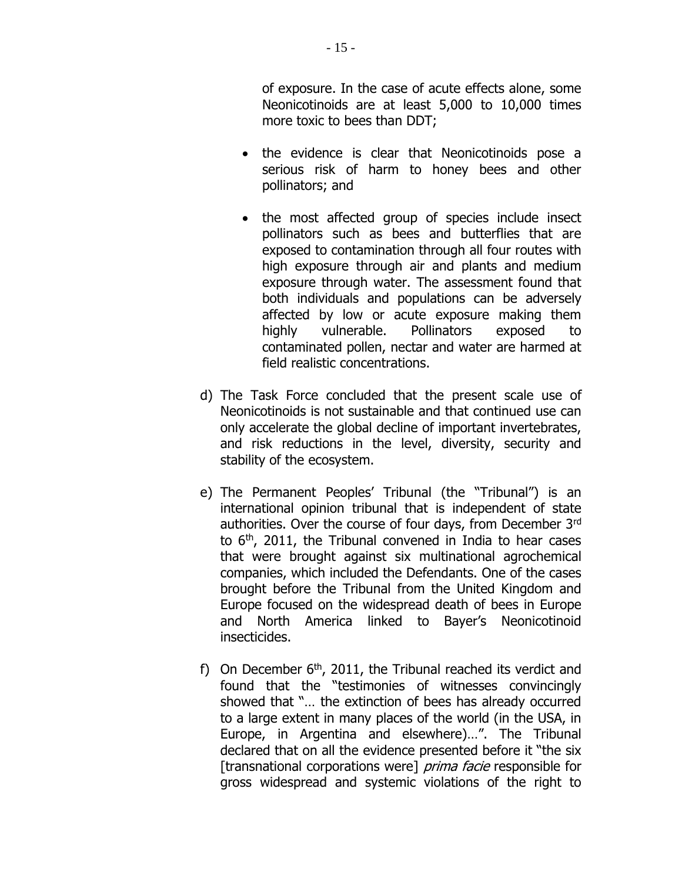of exposure. In the case of acute effects alone, some Neonicotinoids are at least 5,000 to 10,000 times more toxic to bees than DDT;

- the evidence is clear that Neonicotinoids pose a serious risk of harm to honey bees and other pollinators; and
- the most affected group of species include insect pollinators such as bees and butterflies that are exposed to contamination through all four routes with high exposure through air and plants and medium exposure through water. The assessment found that both individuals and populations can be adversely affected by low or acute exposure making them highly vulnerable. Pollinators exposed to contaminated pollen, nectar and water are harmed at field realistic concentrations.

d) The Task Force concluded that the present scale use of Neonicotinoids is not sustainable and that continued use can only accelerate the global decline of important invertebrates, and risk reductions in the level, diversity, security and stability of the ecosystem.

e) The Permanent Peoples' Tribunal (the "Tribunal") is an international opinion tribunal that is independent of state authorities. Over the course of four days, from December 3rd to 6th, 2011, the Tribunal convened in India to hear cases that were brought against six multinational agrochemical companies, which included the Defendants. One of the cases brought before the Tribunal from the United Kingdom and Europe focused on the widespread death of bees in Europe and North America linked to Bayer's Neonicotinoid insecticides.

f) On December 6th, 2011, the Tribunal reached its verdict and found that the "testimonies of witnesses convincingly showed that "… the extinction of bees has already occurred to a large extent in many places of the world (in the USA, in Europe, in Argentina and elsewhere)…". The Tribunal declared that on all the evidence presented before it "the six [transnational corporations were] *prima facie* responsible for gross widespread and systemic violations of the right to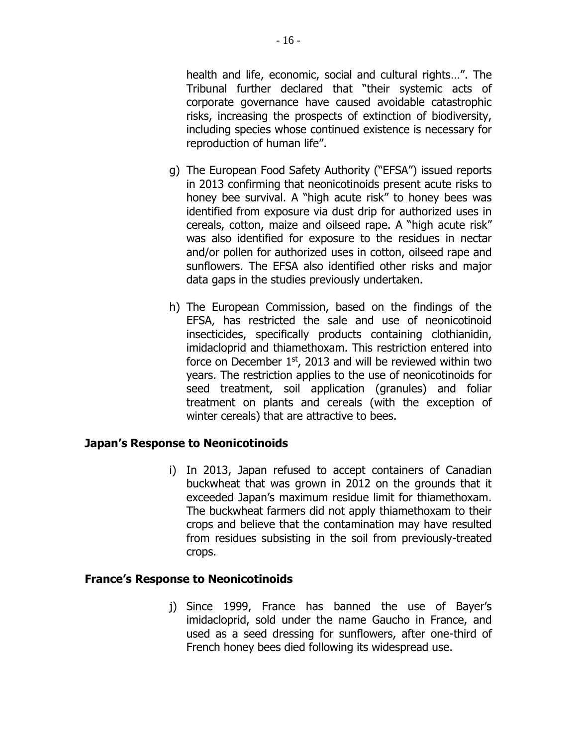health and life, economic, social and cultural rights…". The Tribunal further declared that "their systemic acts of corporate governance have caused avoidable catastrophic risks, increasing the prospects of extinction of biodiversity, including species whose continued existence is necessary for reproduction of human life".

g) The European Food Safety Authority ("EFSA") issued reports in 2013 confirming that neonicotinoids present acute risks to honey bee survival. A "high acute risk" to honey bees was identified from exposure via dust drip for authorized uses in cereals, cotton, maize and oilseed rape. A "high acute risk" was also identified for exposure to the residues in nectar and/or pollen for authorized uses in cotton, oilseed rape and sunflowers. The EFSA also identified other risks and major data gaps in the studies previously undertaken.

h) The European Commission, based on the findings of the EFSA, has restricted the sale and use of neonicotinoid insecticides, specifically products containing clothianidin, imidacloprid and thiamethoxam. This restriction entered into force on December 1st, 2013 and will be reviewed within two years. The restriction applies to the use of neonicotinoids for seed treatment, soil application (granules) and foliar treatment on plants and cereals (with the exception of winter cereals) that are attractive to bees.

## Japan's Response to Neonicotinoids

i) In 2013, Japan refused to accept containers of Canadian buckwheat that was grown in 2012 on the grounds that it exceeded Japan's maximum residue limit for thiamethoxam. The buckwheat farmers did not apply thiamethoxam to their crops and believe that the contamination may have resulted from residues subsisting in the soil from previously-treated crops.

## France's Response to Neonicotinoids

j) Since 1999, France has banned the use of Bayer's imidacloprid, sold under the name Gaucho in France, and used as a seed dressing for sunflowers, after one-third of French honey bees died following its widespread use.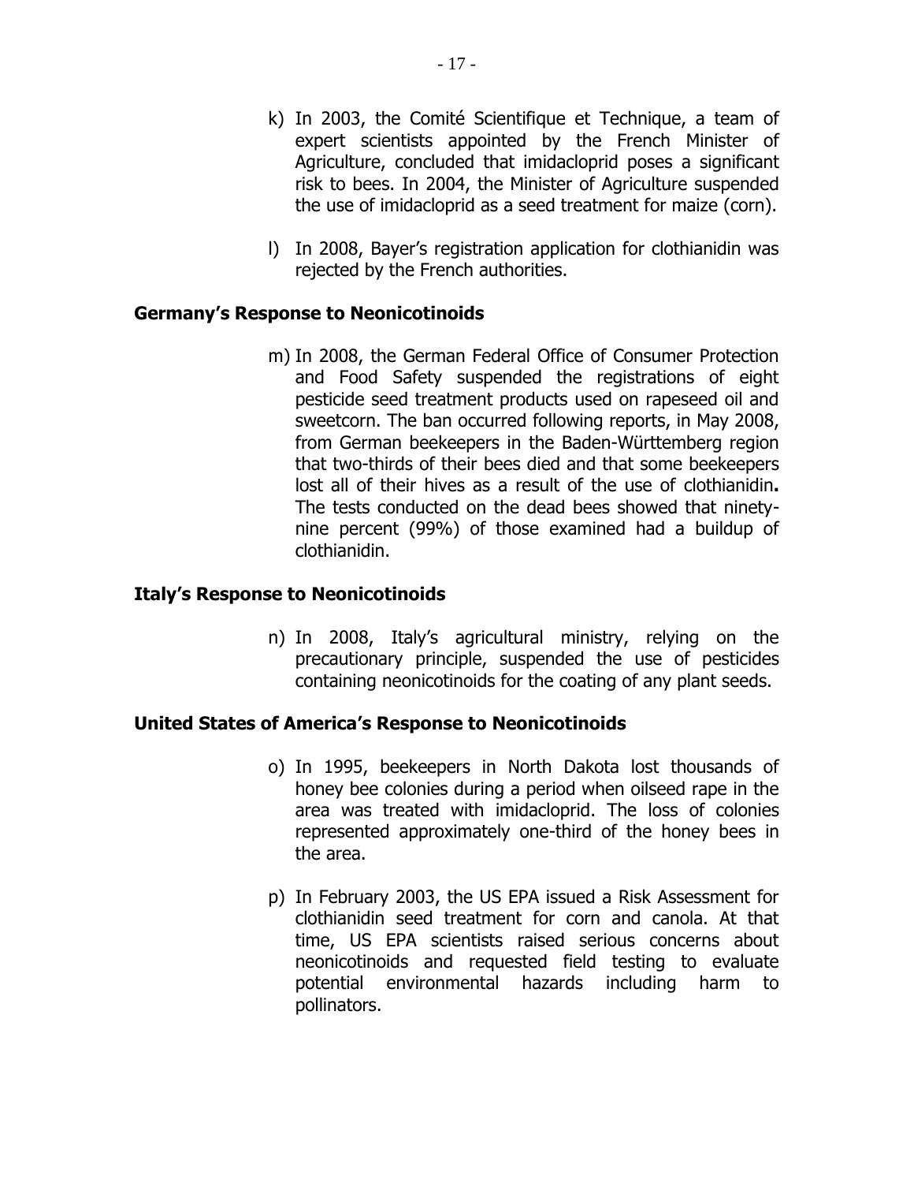k) In 2003, the Comité Scientifique et Technique, a team of expert scientists appointed by the French Minister of Agriculture, concluded that imidacloprid poses a significant risk to bees. In 2004, the Minister of Agriculture suspended the use of imidacloprid as a seed treatment for maize (corn).

l) In 2008, Bayer's registration application for clothianidin was rejected by the French authorities.

**Germany's Response to Neonicotinoids**

m) In 2008, the German Federal Office of Consumer Protection and Food Safety suspended the registrations of eight pesticide seed treatment products used on rapeseed oil and sweetcorn. The ban occurred following reports, in May 2008, from German beekeepers in the Baden-Württemberg region that two-thirds of their bees died and that some beekeepers lost all of their hives as a result of the use of clothianidin**.** The tests conducted on the dead bees showed that ninety-nine percent (99%) of those examined had a buildup of clothianidin.

**Italy's Response to Neonicotinoids**

n) In 2008, Italy's agricultural ministry, relying on the precautionary principle, suspended the use of pesticides containing neonicotinoids for the coating of any plant seeds.

**United States of America's Response to Neonicotinoids**

o) In 1995, beekeepers in North Dakota lost thousands of honey bee colonies during a period when oilseed rape in the area was treated with imidacloprid. The loss of colonies represented approximately one-third of the honey bees in the area.

p) In February 2003, the US EPA issued a Risk Assessment for clothianidin seed treatment for corn and canola. At that time, US EPA scientists raised serious concerns about neonicotinoids and requested field testing to evaluate potential environmental hazards including harm to pollinators.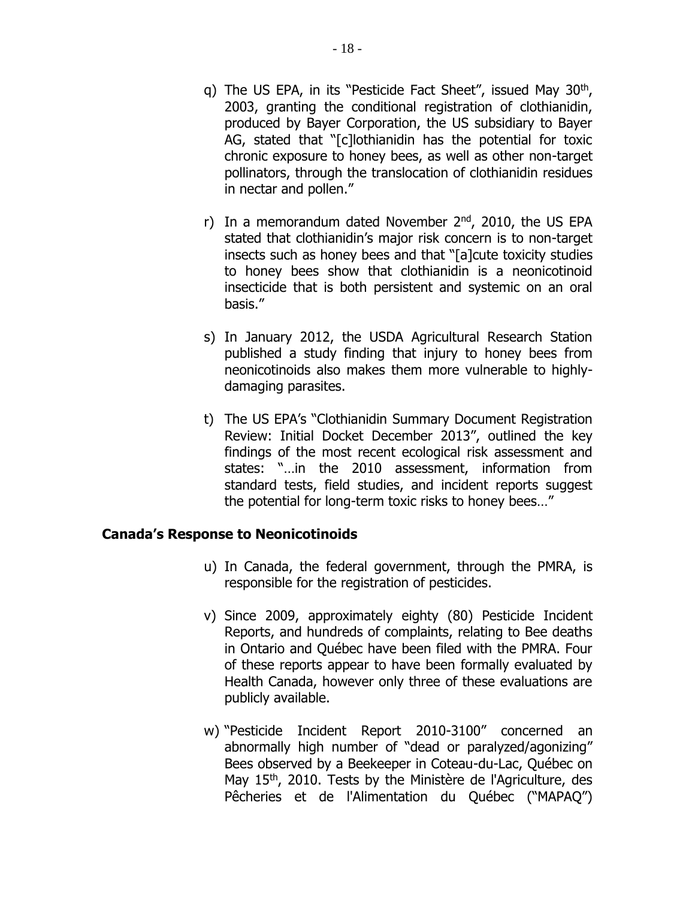q) The US EPA, in its "Pesticide Fact Sheet", issued May 30th, 2003, granting the conditional registration of clothianidin, produced by Bayer Corporation, the US subsidiary to Bayer AG, stated that "[c]lothianidin has the potential for toxic chronic exposure to honey bees, as well as other non-target pollinators, through the translocation of clothianidin residues in nectar and pollen."

r) In a memorandum dated November 2nd, 2010, the US EPA stated that clothianidin's major risk concern is to non-target insects such as honey bees and that "[a]cute toxicity studies to honey bees show that clothianidin is a neonicotinoid insecticide that is both persistent and systemic on an oral basis."

s) In January 2012, the USDA Agricultural Research Station published a study finding that injury to honey bees from neonicotinoids also makes them more vulnerable to highly-damaging parasites.

t) The US EPA's "Clothianidin Summary Document Registration Review: Initial Docket December 2013", outlined the key findings of the most recent ecological risk assessment and states: "…in the 2010 assessment, information from standard tests, field studies, and incident reports suggest the potential for long-term toxic risks to honey bees…"

**Canada's Response to Neonicotinoids**

u) In Canada, the federal government, through the PMRA, is responsible for the registration of pesticides.

v) Since 2009, approximately eighty (80) Pesticide Incident Reports, and hundreds of complaints, relating to Bee deaths in Ontario and Québec have been filed with the PMRA. Four of these reports appear to have been formally evaluated by Health Canada, however only three of these evaluations are publicly available.

w) "Pesticide Incident Report 2010-3100" concerned an abnormally high number of "dead or paralyzed/agonizing" Bees observed by a Beekeeper in Coteau-du-Lac, Québec on May 15th, 2010. Tests by the Ministère de l'Agriculture, des Pêcheries et de l'Alimentation du Québec ("MAPAQ")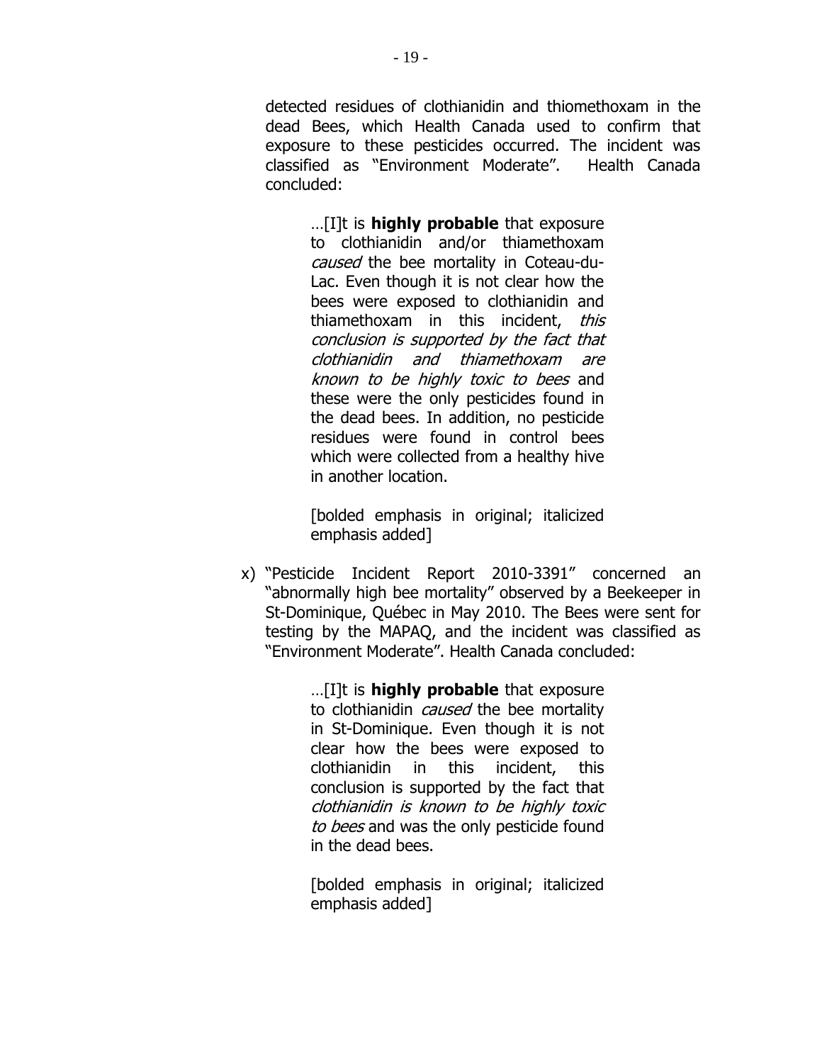detected residues of clothianidin and thiomethoxam in the dead Bees, which Health Canada used to confirm that exposure to these pesticides occurred. The incident was classified as "Environment Moderate". Health Canada concluded:

> …[I]t is **highly probable** that exposure to clothianidin and/or thiamethoxam *caused* the bee mortality in Coteau-du-Lac. Even though it is not clear how the bees were exposed to clothianidin and thiamethoxam in this incident, *this conclusion is supported by the fact that clothianidin and thiamethoxam are known to be highly toxic to bees* and these were the only pesticides found in the dead bees. In addition, no pesticide residues were found in control bees which were collected from a healthy hive in another location.
>
> [bolded emphasis in original; italicized emphasis added]

x) "Pesticide Incident Report 2010-3391" concerned an "abnormally high bee mortality" observed by a Beekeeper in St-Dominique, Québec in May 2010. The Bees were sent for testing by the MAPAQ, and the incident was classified as "Environment Moderate". Health Canada concluded:

> …[I]t is **highly probable** that exposure to clothianidin *caused* the bee mortality in St-Dominique. Even though it is not clear how the bees were exposed to clothianidin in this incident, this conclusion is supported by the fact that *clothianidin is known to be highly toxic to bees* and was the only pesticide found in the dead bees.
>
> [bolded emphasis in original; italicized emphasis added]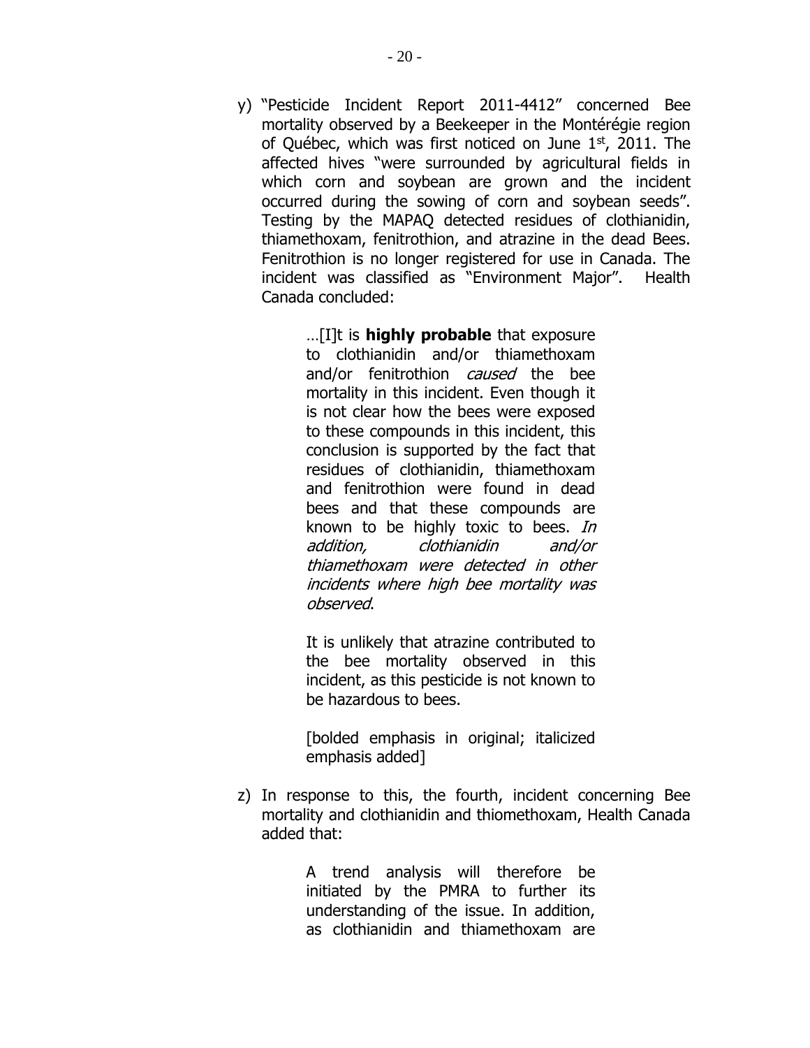y) "Pesticide Incident Report 2011-4412" concerned Bee mortality observed by a Beekeeper in the Montérégie region of Québec, which was first noticed on June 1st, 2011. The affected hives "were surrounded by agricultural fields in which corn and soybean are grown and the incident occurred during the sowing of corn and soybean seeds". Testing by the MAPAQ detected residues of clothianidin, thiamethoxam, fenitrothion, and atrazine in the dead Bees. Fenitrothion is no longer registered for use in Canada. The incident was classified as "Environment Major". Health Canada concluded:

> …[I]t is **highly probable** that exposure to clothianidin and/or thiamethoxam and/or fenitrothion *caused* the bee mortality in this incident. Even though it is not clear how the bees were exposed to these compounds in this incident, this conclusion is supported by the fact that residues of clothianidin, thiamethoxam and fenitrothion were found in dead bees and that these compounds are known to be highly toxic to bees. *In addition, clothianidin and/or thiamethoxam were detected in other incidents where high bee mortality was observed*.
>
> It is unlikely that atrazine contributed to the bee mortality observed in this incident, as this pesticide is not known to be hazardous to bees.
>
> [bolded emphasis in original; italicized emphasis added]

z) In response to this, the fourth, incident concerning Bee mortality and clothianidin and thiomethoxam, Health Canada added that:

> A trend analysis will therefore be initiated by the PMRA to further its understanding of the issue. In addition, as clothianidin and thiamethoxam are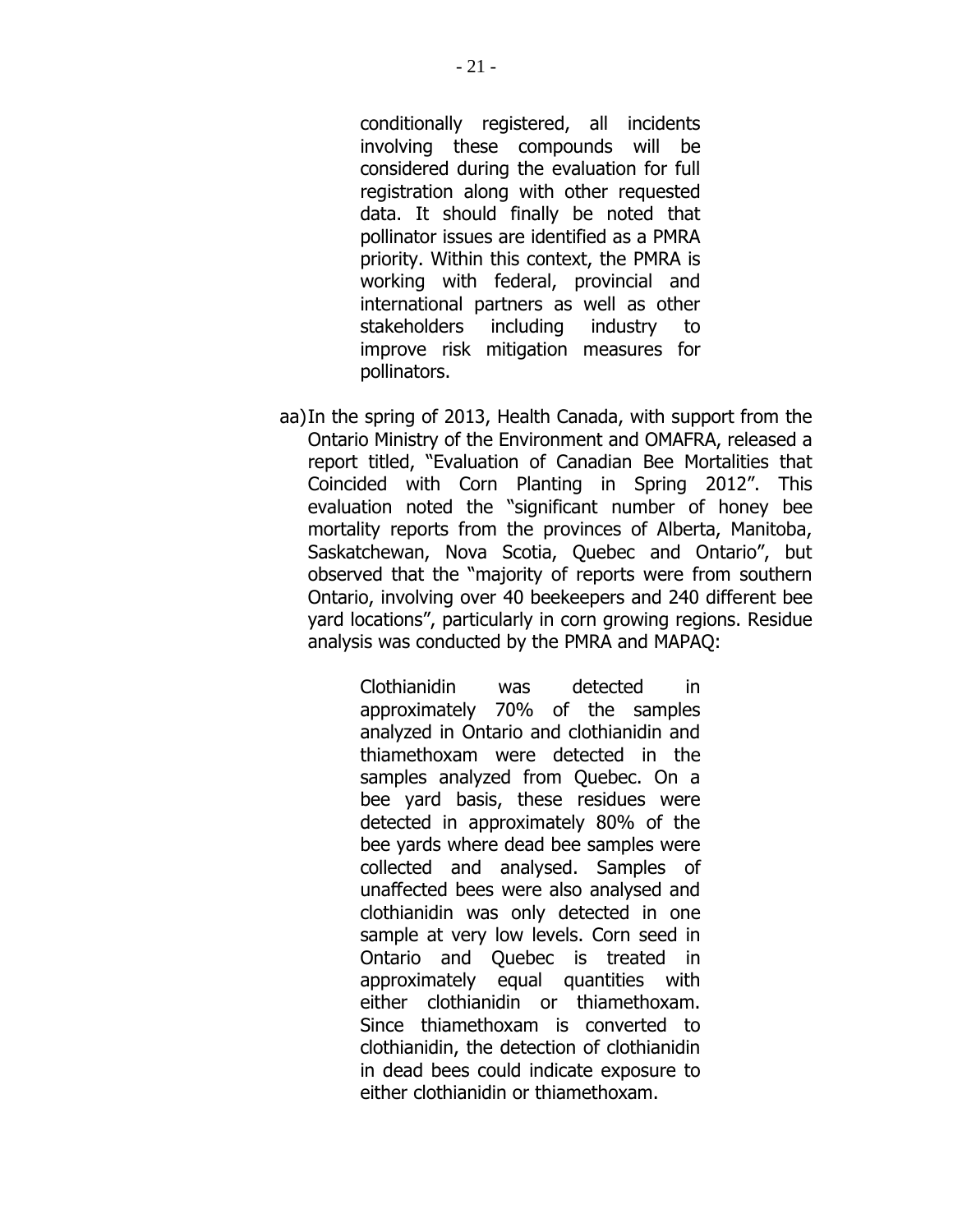> conditionally registered, all incidents involving these compounds will be considered during the evaluation for full registration along with other requested data. It should finally be noted that pollinator issues are identified as a PMRA priority. Within this context, the PMRA is working with federal, provincial and international partners as well as other stakeholders including industry to improve risk mitigation measures for pollinators.

aa) In the spring of 2013, Health Canada, with support from the Ontario Ministry of the Environment and OMAFRA, released a report titled, "Evaluation of Canadian Bee Mortalities that Coincided with Corn Planting in Spring 2012". This evaluation noted the "significant number of honey bee mortality reports from the provinces of Alberta, Manitoba, Saskatchewan, Nova Scotia, Quebec and Ontario", but observed that the "majority of reports were from southern Ontario, involving over 40 beekeepers and 240 different bee yard locations", particularly in corn growing regions. Residue analysis was conducted by the PMRA and MAPAQ:

> Clothianidin was detected in approximately 70% of the samples analyzed in Ontario and clothianidin and thiamethoxam were detected in the samples analyzed from Quebec. On a bee yard basis, these residues were detected in approximately 80% of the bee yards where dead bee samples were collected and analysed. Samples of unaffected bees were also analysed and clothianidin was only detected in one sample at very low levels. Corn seed in Ontario and Quebec is treated in approximately equal quantities with either clothianidin or thiamethoxam. Since thiamethoxam is converted to clothianidin, the detection of clothianidin in dead bees could indicate exposure to either clothianidin or thiamethoxam.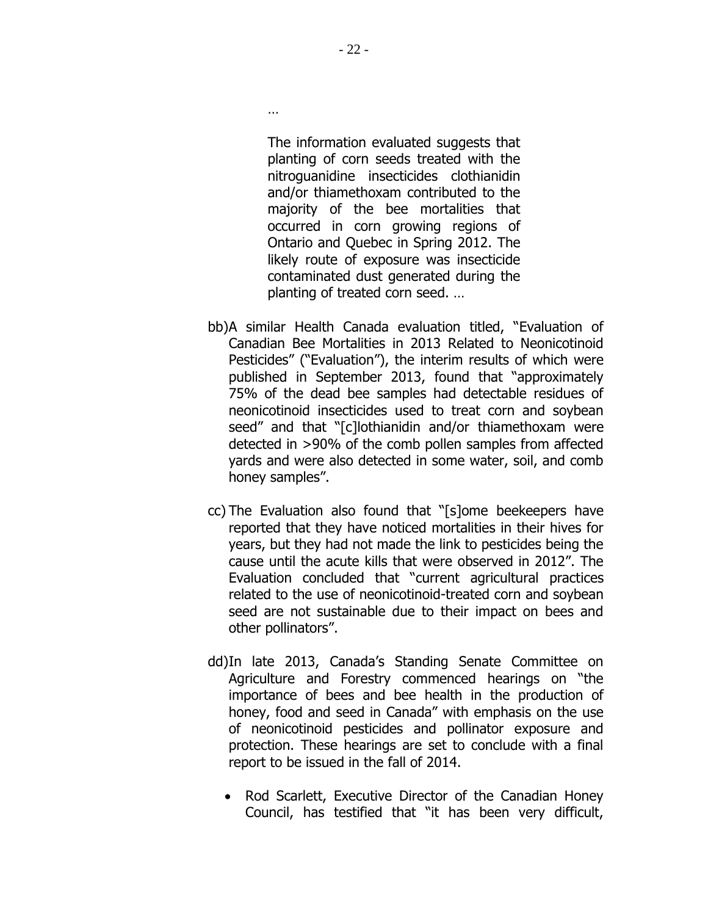…

> The information evaluated suggests that planting of corn seeds treated with the nitroguanidine insecticides clothianidin and/or thiamethoxam contributed to the majority of the bee mortalities that occurred in corn growing regions of Ontario and Quebec in Spring 2012. The likely route of exposure was insecticide contaminated dust generated during the planting of treated corn seed. …

bb) A similar Health Canada evaluation titled, "Evaluation of Canadian Bee Mortalities in 2013 Related to Neonicotinoid Pesticides" ("Evaluation"), the interim results of which were published in September 2013, found that "approximately 75% of the dead bee samples had detectable residues of neonicotinoid insecticides used to treat corn and soybean seed" and that "[c]lothianidin and/or thiamethoxam were detected in >90% of the comb pollen samples from affected yards and were also detected in some water, soil, and comb honey samples".

cc) The Evaluation also found that "[s]ome beekeepers have reported that they have noticed mortalities in their hives for years, but they had not made the link to pesticides being the cause until the acute kills that were observed in 2012". The Evaluation concluded that "current agricultural practices related to the use of neonicotinoid-treated corn and soybean seed are not sustainable due to their impact on bees and other pollinators".

dd) In late 2013, Canada's Standing Senate Committee on Agriculture and Forestry commenced hearings on "the importance of bees and bee health in the production of honey, food and seed in Canada" with emphasis on the use of neonicotinoid pesticides and pollinator exposure and protection. These hearings are set to conclude with a final report to be issued in the fall of 2014.

- Rod Scarlett, Executive Director of the Canadian Honey Council, has testified that "it has been very difficult,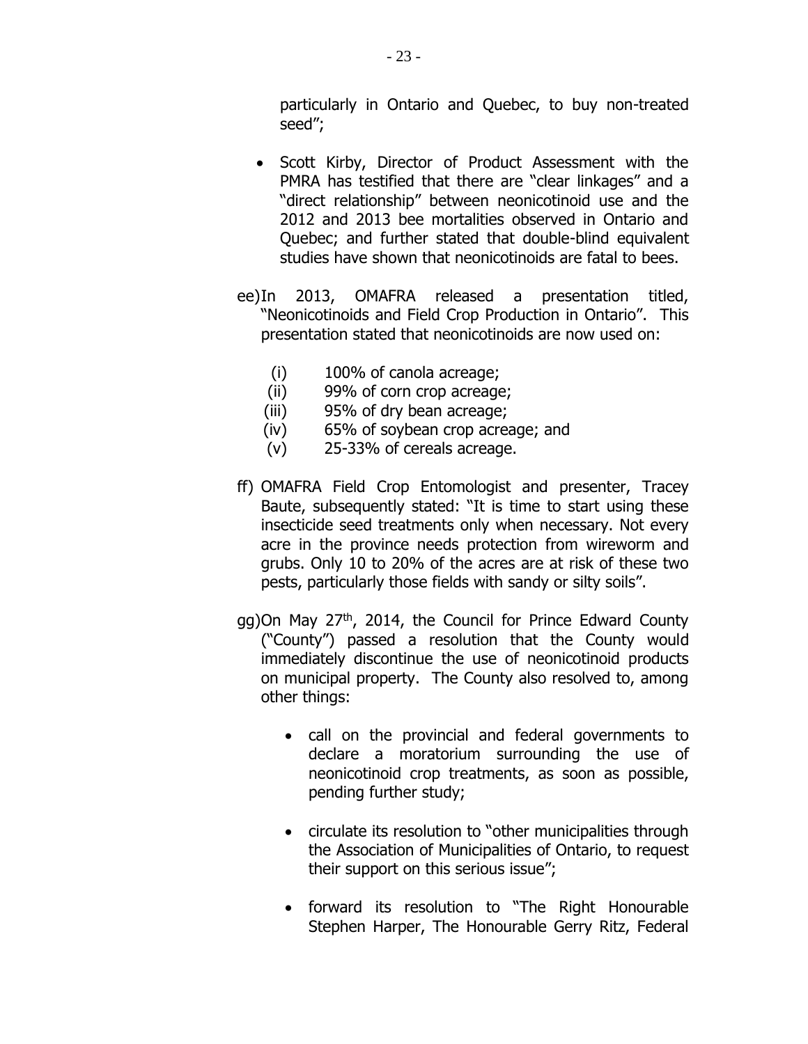particularly in Ontario and Quebec, to buy non-treated seed";

- Scott Kirby, Director of Product Assessment with the PMRA has testified that there are "clear linkages" and a "direct relationship" between neonicotinoid use and the 2012 and 2013 bee mortalities observed in Ontario and Quebec; and further stated that double-blind equivalent studies have shown that neonicotinoids are fatal to bees.

ee) In 2013, OMAFRA released a presentation titled, "Neonicotinoids and Field Crop Production in Ontario". This presentation stated that neonicotinoids are now used on:

   (i) 100% of canola acreage;
   (ii) 99% of corn crop acreage;
   (iii) 95% of dry bean acreage;
   (iv) 65% of soybean crop acreage; and
   (v) 25-33% of cereals acreage.

ff) OMAFRA Field Crop Entomologist and presenter, Tracey Baute, subsequently stated: "It is time to start using these insecticide seed treatments only when necessary. Not every acre in the province needs protection from wireworm and grubs. Only 10 to 20% of the acres are at risk of these two pests, particularly those fields with sandy or silty soils".

gg) On May 27th, 2014, the Council for Prince Edward County ("County") passed a resolution that the County would immediately discontinue the use of neonicotinoid products on municipal property. The County also resolved to, among other things:

   - call on the provincial and federal governments to declare a moratorium surrounding the use of neonicotinoid crop treatments, as soon as possible, pending further study;

   - circulate its resolution to "other municipalities through the Association of Municipalities of Ontario, to request their support on this serious issue";

   - forward its resolution to "The Right Honourable Stephen Harper, The Honourable Gerry Ritz, Federal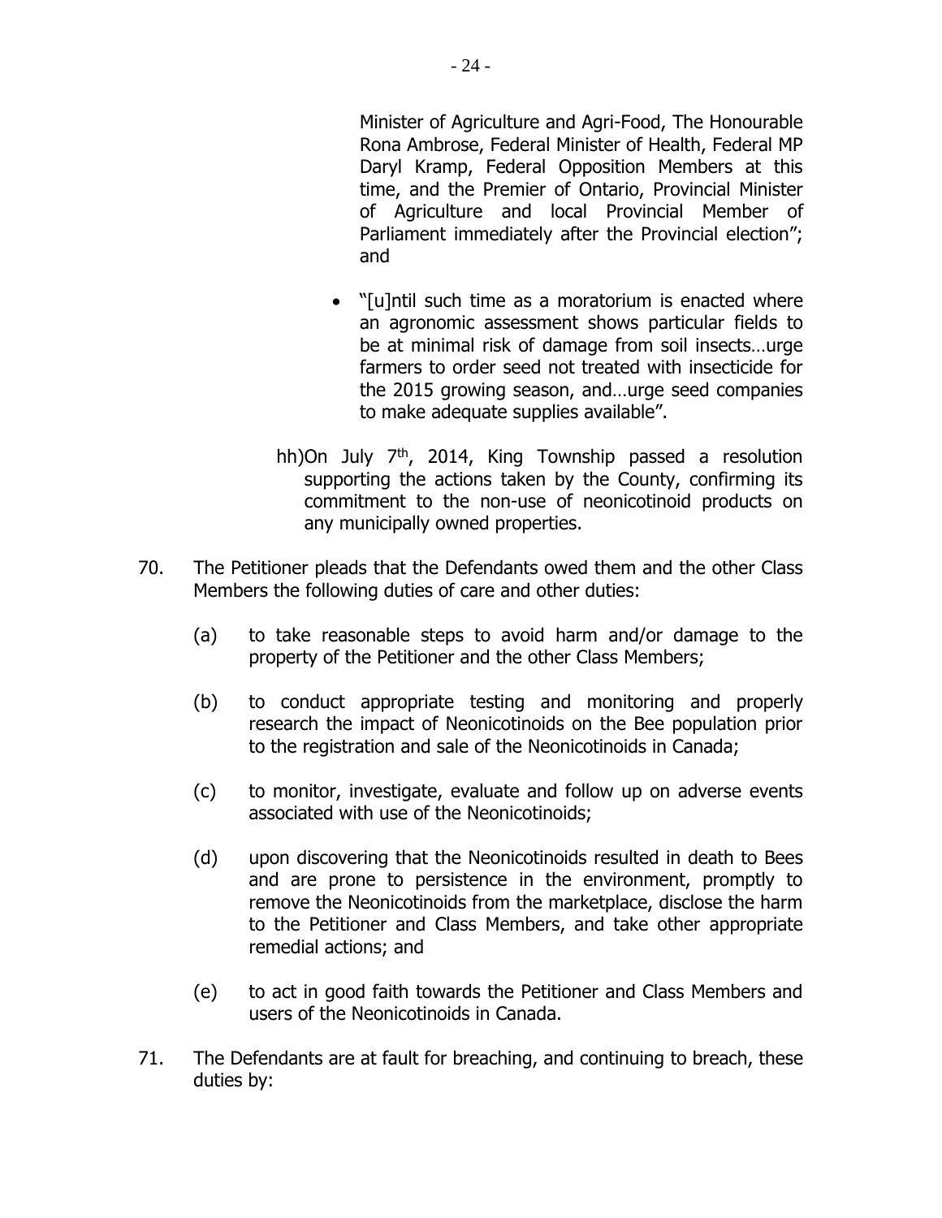Minister of Agriculture and Agri-Food, The Honourable Rona Ambrose, Federal Minister of Health, Federal MP Daryl Kramp, Federal Opposition Members at this time, and the Premier of Ontario, Provincial Minister of Agriculture and local Provincial Member of Parliament immediately after the Provincial election"; and

- "[u]ntil such time as a moratorium is enacted where an agronomic assessment shows particular fields to be at minimal risk of damage from soil insects…urge farmers to order seed not treated with insecticide for the 2015 growing season, and…urge seed companies to make adequate supplies available".

hh) On July 7th, 2014, King Township passed a resolution supporting the actions taken by the County, confirming its commitment to the non-use of neonicotinoid products on any municipally owned properties.

70. The Petitioner pleads that the Defendants owed them and the other Class Members the following duties of care and other duties:

    (a) to take reasonable steps to avoid harm and/or damage to the property of the Petitioner and the other Class Members;

    (b) to conduct appropriate testing and monitoring and properly research the impact of Neonicotinoids on the Bee population prior to the registration and sale of the Neonicotinoids in Canada;

    (c) to monitor, investigate, evaluate and follow up on adverse events associated with use of the Neonicotinoids;

    (d) upon discovering that the Neonicotinoids resulted in death to Bees and are prone to persistence in the environment, promptly to remove the Neonicotinoids from the marketplace, disclose the harm to the Petitioner and Class Members, and take other appropriate remedial actions; and

    (e) to act in good faith towards the Petitioner and Class Members and users of the Neonicotinoids in Canada.

71. The Defendants are at fault for breaching, and continuing to breach, these duties by: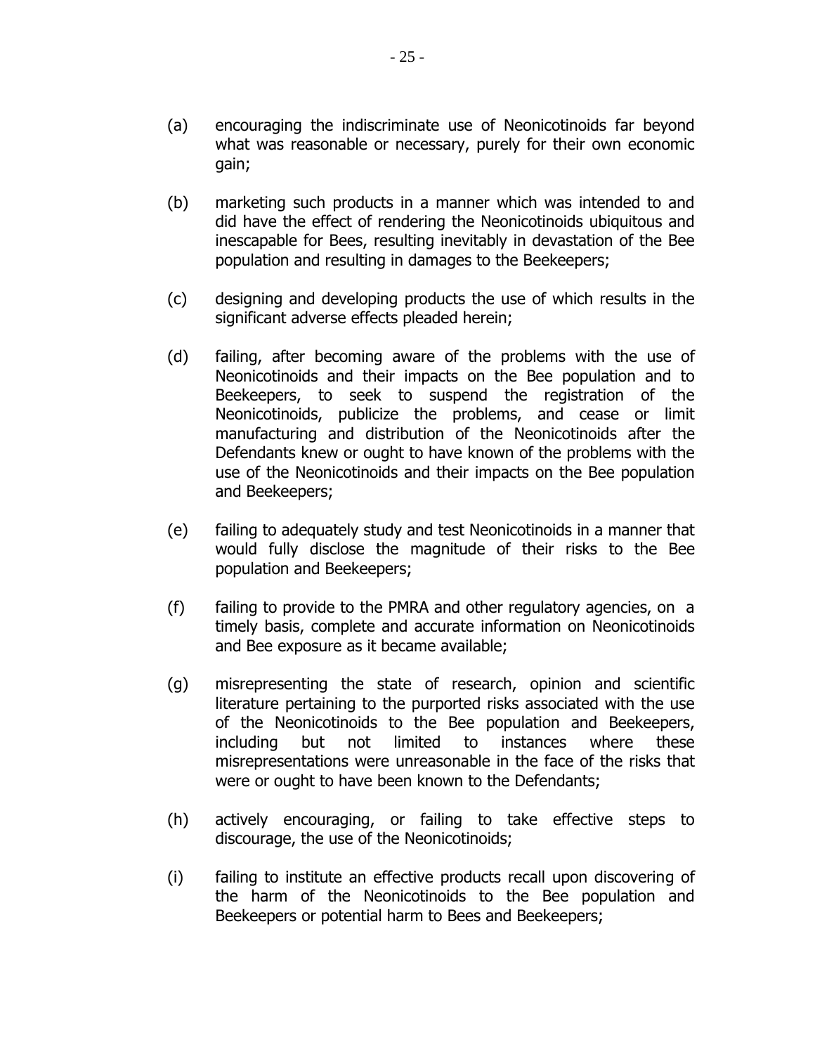(a) encouraging the indiscriminate use of Neonicotinoids far beyond what was reasonable or necessary, purely for their own economic gain;

(b) marketing such products in a manner which was intended to and did have the effect of rendering the Neonicotinoids ubiquitous and inescapable for Bees, resulting inevitably in devastation of the Bee population and resulting in damages to the Beekeepers;

(c) designing and developing products the use of which results in the significant adverse effects pleaded herein;

(d) failing, after becoming aware of the problems with the use of Neonicotinoids and their impacts on the Bee population and to Beekeepers, to seek to suspend the registration of the Neonicotinoids, publicize the problems, and cease or limit manufacturing and distribution of the Neonicotinoids after the Defendants knew or ought to have known of the problems with the use of the Neonicotinoids and their impacts on the Bee population and Beekeepers;

(e) failing to adequately study and test Neonicotinoids in a manner that would fully disclose the magnitude of their risks to the Bee population and Beekeepers;

(f) failing to provide to the PMRA and other regulatory agencies, on a timely basis, complete and accurate information on Neonicotinoids and Bee exposure as it became available;

(g) misrepresenting the state of research, opinion and scientific literature pertaining to the purported risks associated with the use of the Neonicotinoids to the Bee population and Beekeepers, including but not limited to instances where these misrepresentations were unreasonable in the face of the risks that were or ought to have been known to the Defendants;

(h) actively encouraging, or failing to take effective steps to discourage, the use of the Neonicotinoids;

(i) failing to institute an effective products recall upon discovering of the harm of the Neonicotinoids to the Bee population and Beekeepers or potential harm to Bees and Beekeepers;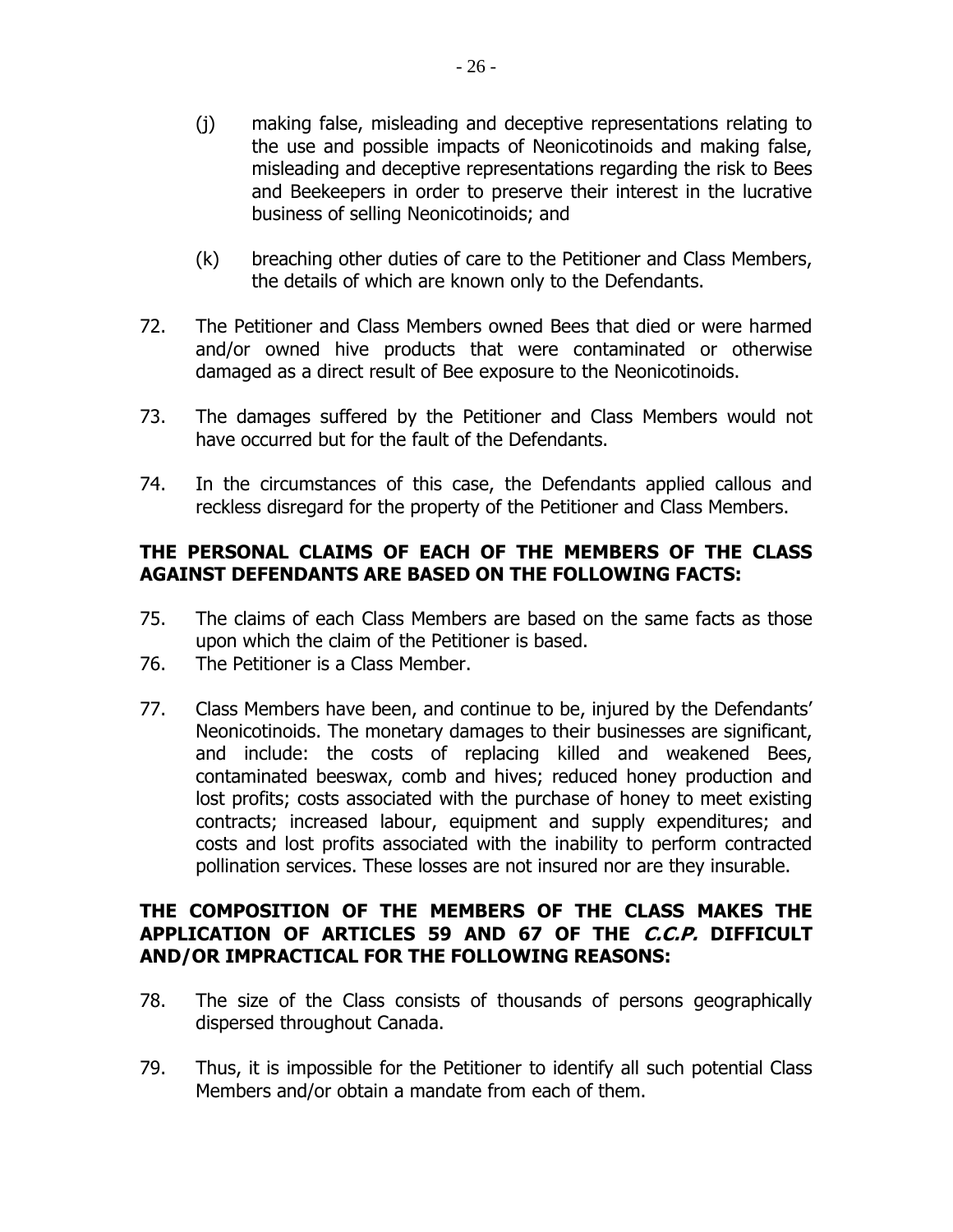(j) making false, misleading and deceptive representations relating to the use and possible impacts of Neonicotinoids and making false, misleading and deceptive representations regarding the risk to Bees and Beekeepers in order to preserve their interest in the lucrative business of selling Neonicotinoids; and

(k) breaching other duties of care to the Petitioner and Class Members, the details of which are known only to the Defendants.

72. The Petitioner and Class Members owned Bees that died or were harmed and/or owned hive products that were contaminated or otherwise damaged as a direct result of Bee exposure to the Neonicotinoids.

73. The damages suffered by the Petitioner and Class Members would not have occurred but for the fault of the Defendants.

74. In the circumstances of this case, the Defendants applied callous and reckless disregard for the property of the Petitioner and Class Members.

**THE PERSONAL CLAIMS OF EACH OF THE MEMBERS OF THE CLASS AGAINST DEFENDANTS ARE BASED ON THE FOLLOWING FACTS:**

75. The claims of each Class Members are based on the same facts as those upon which the claim of the Petitioner is based.

76. The Petitioner is a Class Member.

77. Class Members have been, and continue to be, injured by the Defendants' Neonicotinoids. The monetary damages to their businesses are significant, and include: the costs of replacing killed and weakened Bees, contaminated beeswax, comb and hives; reduced honey production and lost profits; costs associated with the purchase of honey to meet existing contracts; increased labour, equipment and supply expenditures; and costs and lost profits associated with the inability to perform contracted pollination services. These losses are not insured nor are they insurable.

**THE COMPOSITION OF THE MEMBERS OF THE CLASS MAKES THE APPLICATION OF ARTICLES 59 AND 67 OF THE *C.C.P.* DIFFICULT AND/OR IMPRACTICAL FOR THE FOLLOWING REASONS:**

78. The size of the Class consists of thousands of persons geographically dispersed throughout Canada.

79. Thus, it is impossible for the Petitioner to identify all such potential Class Members and/or obtain a mandate from each of them.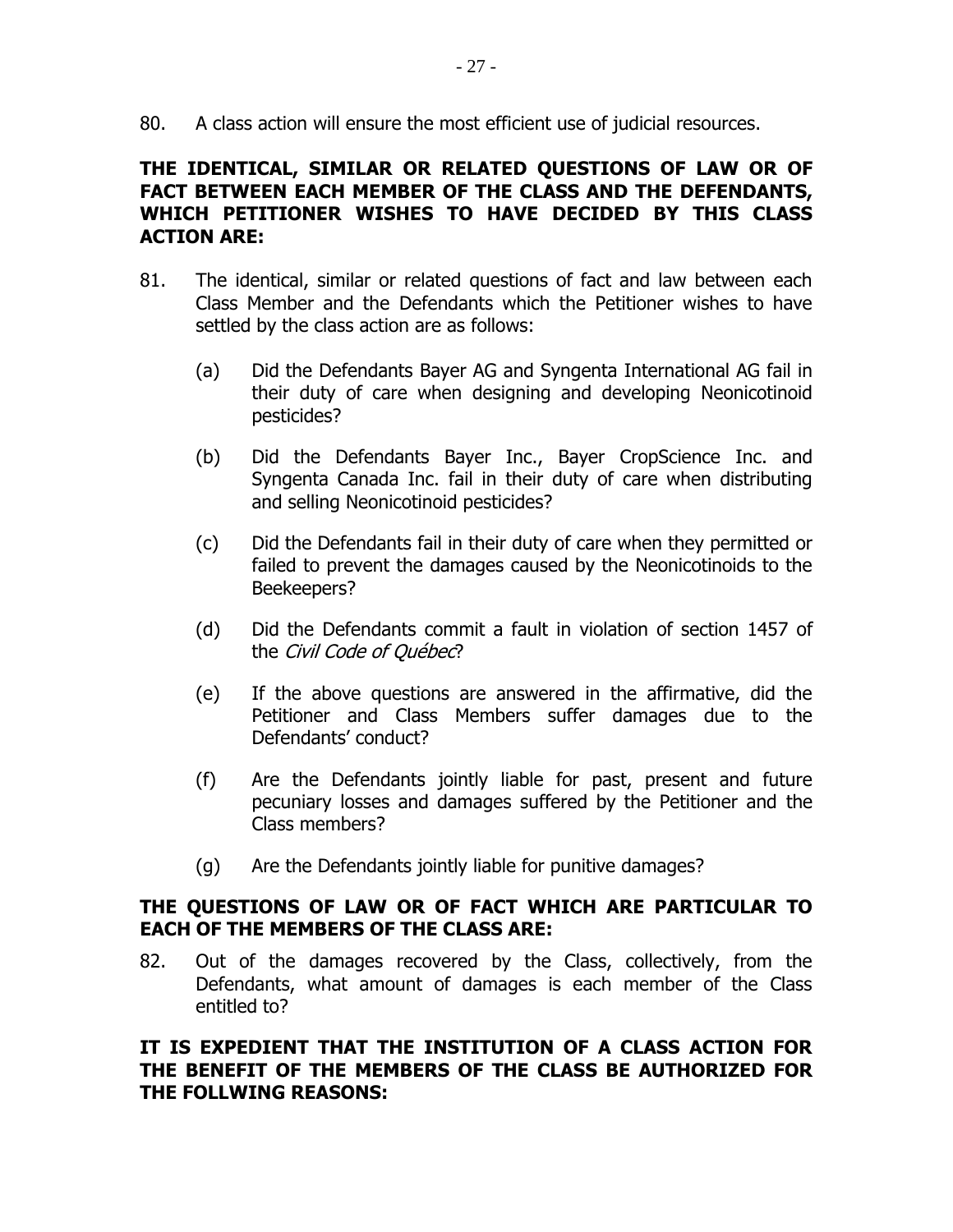80. A class action will ensure the most efficient use of judicial resources.

**THE IDENTICAL, SIMILAR OR RELATED QUESTIONS OF LAW OR OF FACT BETWEEN EACH MEMBER OF THE CLASS AND THE DEFENDANTS, WHICH PETITIONER WISHES TO HAVE DECIDED BY THIS CLASS ACTION ARE:**

81. The identical, similar or related questions of fact and law between each Class Member and the Defendants which the Petitioner wishes to have settled by the class action are as follows:

   (a) Did the Defendants Bayer AG and Syngenta International AG fail in their duty of care when designing and developing Neonicotinoid pesticides?

   (b) Did the Defendants Bayer Inc., Bayer CropScience Inc. and Syngenta Canada Inc. fail in their duty of care when distributing and selling Neonicotinoid pesticides?

   (c) Did the Defendants fail in their duty of care when they permitted or failed to prevent the damages caused by the Neonicotinoids to the Beekeepers?

   (d) Did the Defendants commit a fault in violation of section 1457 of the *Civil Code of Québec*?

   (e) If the above questions are answered in the affirmative, did the Petitioner and Class Members suffer damages due to the Defendants' conduct?

   (f) Are the Defendants jointly liable for past, present and future pecuniary losses and damages suffered by the Petitioner and the Class members?

   (g) Are the Defendants jointly liable for punitive damages?

**THE QUESTIONS OF LAW OR OF FACT WHICH ARE PARTICULAR TO EACH OF THE MEMBERS OF THE CLASS ARE:**

82. Out of the damages recovered by the Class, collectively, from the Defendants, what amount of damages is each member of the Class entitled to?

**IT IS EXPEDIENT THAT THE INSTITUTION OF A CLASS ACTION FOR THE BENEFIT OF THE MEMBERS OF THE CLASS BE AUTHORIZED FOR THE FOLLWING REASONS:**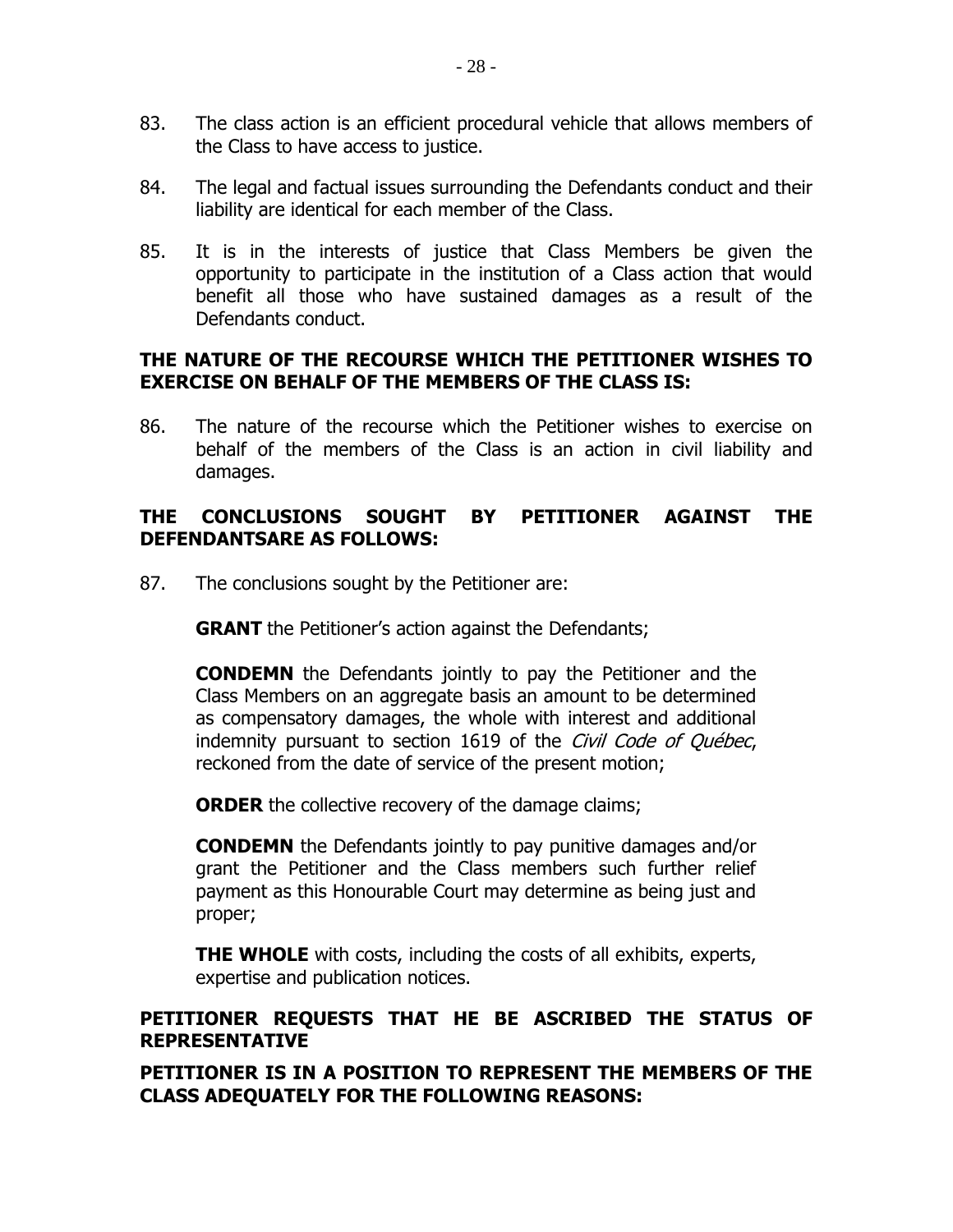83. The class action is an efficient procedural vehicle that allows members of the Class to have access to justice.

84. The legal and factual issues surrounding the Defendants conduct and their liability are identical for each member of the Class.

85. It is in the interests of justice that Class Members be given the opportunity to participate in the institution of a Class action that would benefit all those who have sustained damages as a result of the Defendants conduct.

**THE NATURE OF THE RECOURSE WHICH THE PETITIONER WISHES TO EXERCISE ON BEHALF OF THE MEMBERS OF THE CLASS IS:**

86. The nature of the recourse which the Petitioner wishes to exercise on behalf of the members of the Class is an action in civil liability and damages.

**THE CONCLUSIONS SOUGHT BY PETITIONER AGAINST THE DEFENDANTSARE AS FOLLOWS:**

87. The conclusions sought by the Petitioner are:

    **GRANT** the Petitioner's action against the Defendants;

    **CONDEMN** the Defendants jointly to pay the Petitioner and the Class Members on an aggregate basis an amount to be determined as compensatory damages, the whole with interest and additional indemnity pursuant to section 1619 of the *Civil Code of Québec*, reckoned from the date of service of the present motion;

    **ORDER** the collective recovery of the damage claims;

    **CONDEMN** the Defendants jointly to pay punitive damages and/or grant the Petitioner and the Class members such further relief payment as this Honourable Court may determine as being just and proper;

    **THE WHOLE** with costs, including the costs of all exhibits, experts, expertise and publication notices.

**PETITIONER REQUESTS THAT HE BE ASCRIBED THE STATUS OF REPRESENTATIVE**

**PETITIONER IS IN A POSITION TO REPRESENT THE MEMBERS OF THE CLASS ADEQUATELY FOR THE FOLLOWING REASONS:**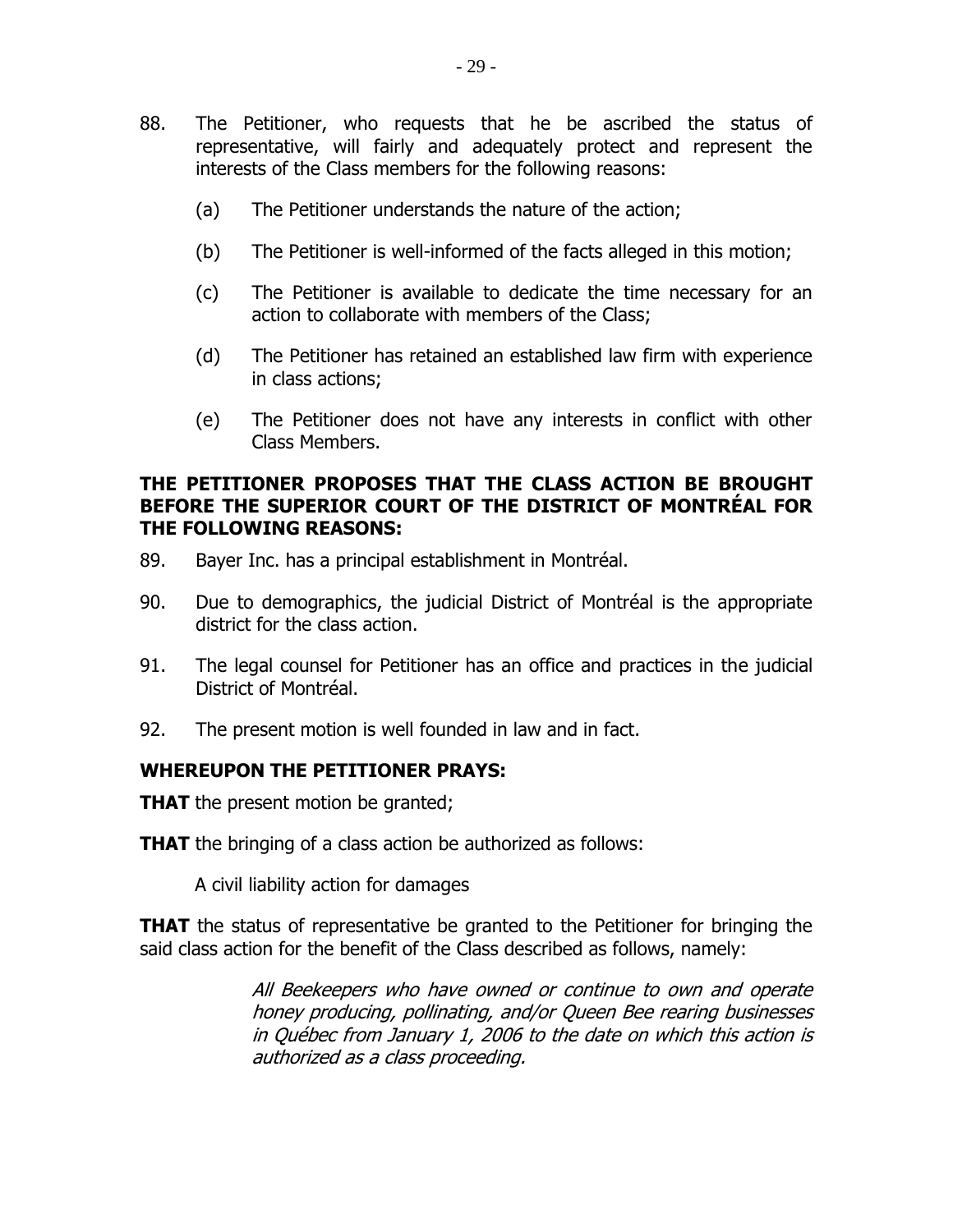88. The Petitioner, who requests that he be ascribed the status of representative, will fairly and adequately protect and represent the interests of the Class members for the following reasons:

    (a) The Petitioner understands the nature of the action;

    (b) The Petitioner is well-informed of the facts alleged in this motion;

    (c) The Petitioner is available to dedicate the time necessary for an action to collaborate with members of the Class;

    (d) The Petitioner has retained an established law firm with experience in class actions;

    (e) The Petitioner does not have any interests in conflict with other Class Members.

**THE PETITIONER PROPOSES THAT THE CLASS ACTION BE BROUGHT BEFORE THE SUPERIOR COURT OF THE DISTRICT OF MONTRÉAL FOR THE FOLLOWING REASONS:**

89. Bayer Inc. has a principal establishment in Montréal.

90. Due to demographics, the judicial District of Montréal is the appropriate district for the class action.

91. The legal counsel for Petitioner has an office and practices in the judicial District of Montréal.

92. The present motion is well founded in law and in fact.

**WHEREUPON THE PETITIONER PRAYS:**

**THAT** the present motion be granted;

**THAT** the bringing of a class action be authorized as follows:

A civil liability action for damages

**THAT** the status of representative be granted to the Petitioner for bringing the said class action for the benefit of the Class described as follows, namely:

> *All Beekeepers who have owned or continue to own and operate honey producing, pollinating, and/or Queen Bee rearing businesses in Québec from January 1, 2006 to the date on which this action is authorized as a class proceeding.*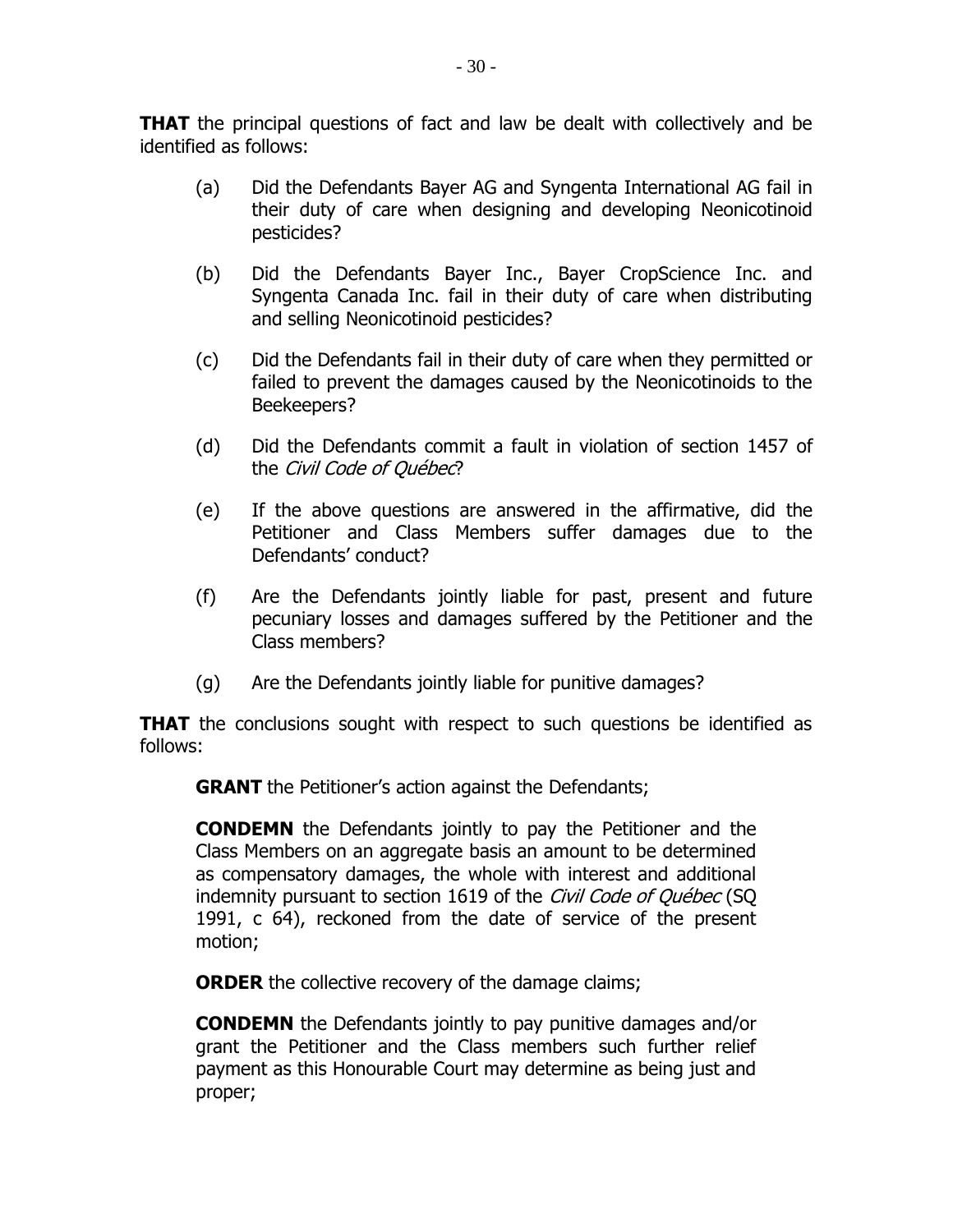**THAT** the principal questions of fact and law be dealt with collectively and be identified as follows:

(a) Did the Defendants Bayer AG and Syngenta International AG fail in their duty of care when designing and developing Neonicotinoid pesticides?

(b) Did the Defendants Bayer Inc., Bayer CropScience Inc. and Syngenta Canada Inc. fail in their duty of care when distributing and selling Neonicotinoid pesticides?

(c) Did the Defendants fail in their duty of care when they permitted or failed to prevent the damages caused by the Neonicotinoids to the Beekeepers?

(d) Did the Defendants commit a fault in violation of section 1457 of the *Civil Code of Québec*?

(e) If the above questions are answered in the affirmative, did the Petitioner and Class Members suffer damages due to the Defendants' conduct?

(f) Are the Defendants jointly liable for past, present and future pecuniary losses and damages suffered by the Petitioner and the Class members?

(g) Are the Defendants jointly liable for punitive damages?

**THAT** the conclusions sought with respect to such questions be identified as follows:

**GRANT** the Petitioner's action against the Defendants;

**CONDEMN** the Defendants jointly to pay the Petitioner and the Class Members on an aggregate basis an amount to be determined as compensatory damages, the whole with interest and additional indemnity pursuant to section 1619 of the *Civil Code of Québec* (SQ 1991, c 64), reckoned from the date of service of the present motion;

**ORDER** the collective recovery of the damage claims;

**CONDEMN** the Defendants jointly to pay punitive damages and/or grant the Petitioner and the Class members such further relief payment as this Honourable Court may determine as being just and proper;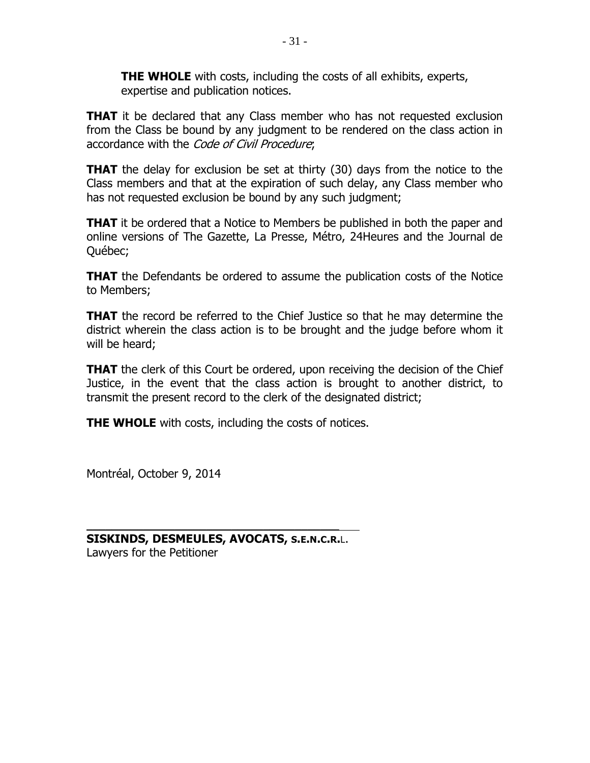**THE WHOLE** with costs, including the costs of all exhibits, experts, expertise and publication notices.

**THAT** it be declared that any Class member who has not requested exclusion from the Class be bound by any judgment to be rendered on the class action in accordance with the *Code of Civil Procedure*;

**THAT** the delay for exclusion be set at thirty (30) days from the notice to the Class members and that at the expiration of such delay, any Class member who has not requested exclusion be bound by any such judgment;

**THAT** it be ordered that a Notice to Members be published in both the paper and online versions of The Gazette, La Presse, Métro, 24Heures and the Journal de Québec;

**THAT** the Defendants be ordered to assume the publication costs of the Notice to Members;

**THAT** the record be referred to the Chief Justice so that he may determine the district wherein the class action is to be brought and the judge before whom it will be heard;

**THAT** the clerk of this Court be ordered, upon receiving the decision of the Chief Justice, in the event that the class action is brought to another district, to transmit the present record to the clerk of the designated district;

**THE WHOLE** with costs, including the costs of notices.

Montréal, October 9, 2014

\_\_\_\_\_\_\_\_\_\_\_\_\_\_\_\_\_\_\_\_\_\_\_\_\_\_\_\_\_\_\_\_\_\_\_\_\_\_\_\_

**SISKINDS, DESMEULES, AVOCATS, S.E.N.C.R.**L.
Lawyers for the Petitioner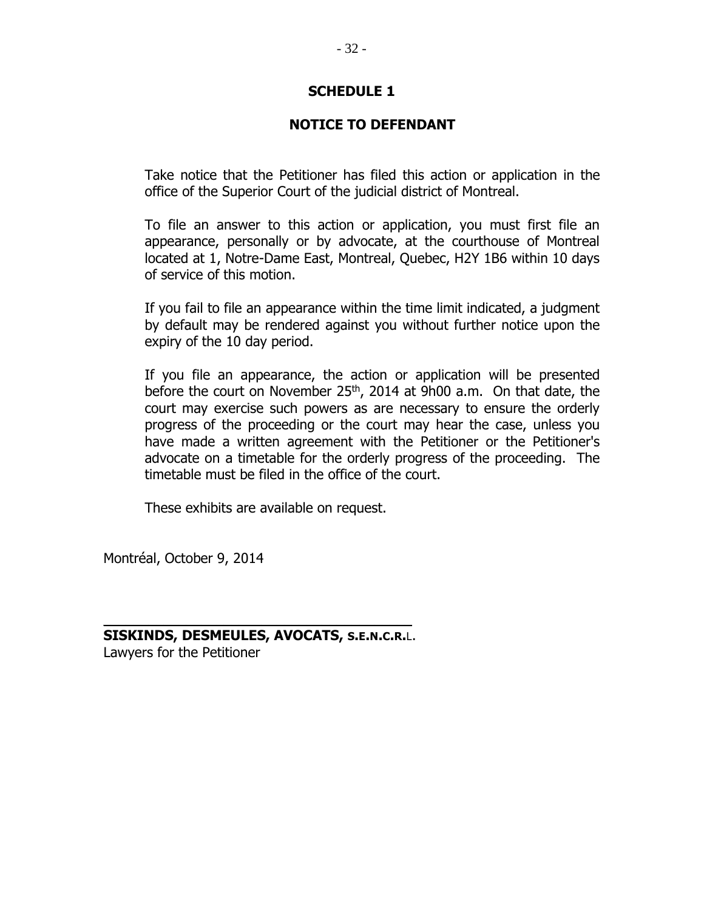# SCHEDULE 1

## NOTICE TO DEFENDANT

Take notice that the Petitioner has filed this action or application in the office of the Superior Court of the judicial district of Montreal.

To file an answer to this action or application, you must first file an appearance, personally or by advocate, at the courthouse of Montreal located at 1, Notre-Dame East, Montreal, Quebec, H2Y 1B6 within 10 days of service of this motion.

If you fail to file an appearance within the time limit indicated, a judgment by default may be rendered against you without further notice upon the expiry of the 10 day period.

If you file an appearance, the action or application will be presented before the court on November 25th, 2014 at 9h00 a.m. On that date, the court may exercise such powers as are necessary to ensure the orderly progress of the proceeding or the court may hear the case, unless you have made a written agreement with the Petitioner or the Petitioner's advocate on a timetable for the orderly progress of the proceeding. The timetable must be filed in the office of the court.

These exhibits are available on request.

Montréal, October 9, 2014

**SISKINDS, DESMEULES, AVOCATS, S.E.N.C.R.L.**
Lawyers for the Petitioner